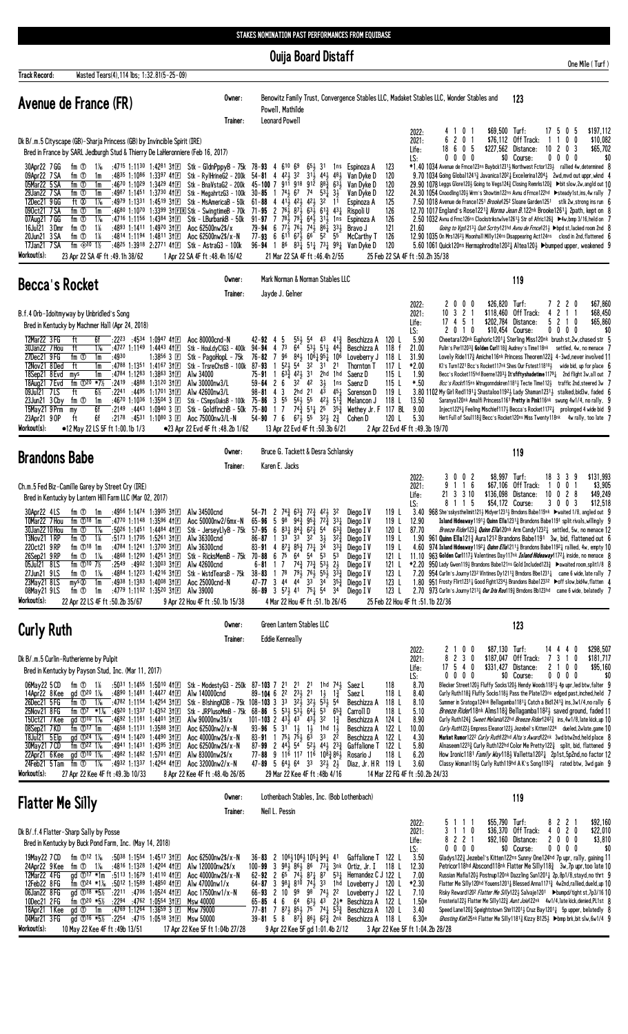STAKES NOMINATION PAST PERFORMANCES FROM EQUIBASE

# Ouija Board Distaff

One Mile ( Turf )

**Track Record:** Wasted Tears(4),114 lbs; 1:32.81(5-25-09)

## Avenue de France (FR)

Owner: Benowitz Family Trust, Convergence Stables LLC, Madaket Stables LLC, Wonder Stables and Powell, Mathilde — 123

Trainer: Leonard Powell

Dk B/.m.5 Cityscape (GB)-Sharja Princess (GB) by Invincible Spirit (IRE)

Bred in France by SARL Jedburgh Stud & Thierry De LaHeronniere (Feb 16, 2017)

| | | | | | | |
|---|---|---|---|---|---|---|
| 2022: | 4 1 0 1 | $69,500 | Turf: | 17 5 0 5 | $197,112 |
| 2021: | 6 2 0 1 | $76,112 | Off Track: | 1 1 0 0 | $10,082 |
| Life: | 18 6 0 5 | $227,562 | Distance: | 10 2 0 3 | $65,702 |
| LS: | 0 0 0 0 | $0 | Course: | 0 0 0 0 | $0 |

30Apr22 7GG fm ① 1⅛ :4715 1:1130 1:4281 31Ⓕ Stk - GldnPppyB - 75k 78-93 4 610 69 65½ 31 1ns Espinoza A 123 *1.40 1034 Avenue de Frnce123ns Buybck1231½ Northwest Fctor123½ rallied 4w,determined 8
09Apr22 7SA fm ① 1m :4835 1:1066 1:3397 41Ⓕ Stk - RylHrineG2 - 200k 54-81 4 42½ 32 31½ 44½ 48½ Van Dyke D 120 9.70 1034 Going Global1241½ Javanica1202½ Excelerina1204½ 2wd,mvd out uppr,wknd 4
05Mar22 5SA fm ① 1m :4670 1:1029 1:3429 41Ⓕ Stk - BnaVstaG2 - 200k 45-100 7 911 918 912 88½ 63½ Van Dyke D 120 29.90 1078 Leggs Glore120½ Going to Vegs124½ Closing Remrks120½ ▶bit slow,2w,angld out 10
29Jan22 7SA fm ① 1m :4987 1:1451 1:3739 41Ⓕ Stk - Megahrtz G3 - 100k 30-85 1 74½ 67 74 53½ 3½ Van Dyke D 122 24.30 1054 Crooding120½ Wrm's Showtim122ns Avnu d Frnce122hd ▶steady1st,ins,4w rally 7
12Dec21 9GG ft ⊗ 1⅛ :4979 1:1331 1:4519 31Ⓕ Stk - MsAmericaB - 50k 61-88 4 41½ 42½ 42½ 32 11 Espinoza A 125 7.50 1018 Avenue de France1251 Brookel252 Sloane Garden1251 stlk 2w,strong ins run 6
09Oct21 7SA fm ① 1m :4680 1:1070 1:3399 31ⒻⒷ Stk - SwingtimeB - 70k 71-95 2 76½ 87½ 63½ 61¾ 43¼ Rispoli U 126 12.70 1017 England's Rose1221¾ Norma Jean B.122hk Brooke1261½ 2path, kept on 8
07Aug21 7GG fm ① 1⅛ :4716 1:1156 1:4364 31Ⓕ Stk - LBurbankB - 50k 91-97 7 78½ 79¾ 64½ 31½ 1ns Espinoza A 126 2.50 1032 Avnu d Frnc126ns Clockstrkstwlve1261¾ Str of Afric126½ ▶4w,bmp 3/16,held on 7
16Jul21 3Dmr fm ① 1⅛ :4893 1:1411 1:4970 31Ⓕ Aoc 62500nw2$/x 79-94 6 77½ 76½ 74½ 86½ 33½ Bravo J 121 21.60 Going to Vgs1213 Quit Scrtry121hd Avnu de Frncl21½ ▶bpd st,lacked room 2nd 8
20Jun21 3SA fm ① 1⅛ :4814 1:1194 1:4811 31Ⓕ Aoc 62500nw2$/x-N 77-93 6 611 67½ 66 52 55 McCarthy T 126 12.90 1035 Os Mrs1262½ Moonhall Milly124ns Disappearing Act124ns closd in 2nd,flattened 6
17Jan21 7SA fm ⊗10 1½ :4825 1:3918 2:2771 41Ⓕ Stk - AstraG3 - 100k 96-94 1 86 83¼ 51½ 73¼ 99¼ Van Dyke D 120 5.60 1061 Quick120ns Hermaphrodite1202½ Altea120½ ▶bumped upper, weakened 9

**Workout(s):** 23 Apr 22 SA 4F ft :49.1h 38/62 1 Apr 22 SA 4F ft :48.4h 16/42 21 Mar 22 SA 4F ft :46.4h 2/55 25 Feb 22 SA 4F ft :50.2h 35/38

## Becca's Rocket

Owner: Mark Norman & Norman Stables LLC — 119

Trainer: Jayde J. Gelner

B.f.4 Orb-Idoitmyway by Unbridled's Song

Bred in Kentucky by Machmer Hall (Apr 24, 2018)

| | | | | | | |
|---|---|---|---|---|---|---|
| 2022: | 2 0 0 0 | $26,820 | Turf: | 7 2 2 0 | $67,860 |
| 2021: | 10 3 2 1 | $118,460 | Off Track: | 4 2 1 1 | $68,450 |
| Life: | 17 4 5 1 | $202,784 | Distance: | 5 2 1 0 | $65,860 |
| LS: | 2 0 1 0 | $10,454 | Course: | 0 0 0 0 | $0 |

12Mar22 3FG ft 6f :2223 :4534 1:0947 41Ⓕ Aoc 80000cnd-N 42-92 4 5 55½ 54 43 41¾ Beschizza A 120 L 5.90 Cheetara120nk Euphoric1201½ Sterling Miss120nk brush st,2w,chased str 5
30Jan22 7Hou ft 1⅛ :4727 1:1149 1:4443 41Ⓕ Stk - HouLdyClG3 - 400k 94-94 4 73 64 53½ 51½ 44¾ Beschizza A 118 f 21.00 Pulin's Per1120¾ Golden Curl118½ Audrey's Time118nk settled, 4w, no menace 7
27Dec21 9FG fm ① 1m :4930 1:3856 3 Ⓕ Stk - PagoHopL - 75k 76-82 7 96 84½ 106½ 95½ 106 Loveberry J 118 L 31.90 Lovely Ride117½ Amiche116nk Princess Theoren122½ 4-3wd,never involved 11
12Nov21 8Ded ft 1m :4788 1:1351 1:4167 31Ⓕ Stk - TrsreChstB - 100k 87-93 1 52½ 54 32 31 21 Thornton T 117 L *2.00 Kl's Turn1221 Bcc's Rocket117nk Shes Our Fstest118¹¹½ wide bid, up for place 6
18Sep21 8Evd mys 1m :4784 1:1283 1:3863 31Ⓕ Alw 34000 75-91 1 63¾ 42½ 31 2hd 1hd Saenz D 115 L 1.90 Becc's Rocket115hd Boerne1203¾ It'sfiftyshadetime1179½ 2nd flight 3w,all out 7
18Aug21 7Evd fm ⓣ20 *7½ :2419 :4868 1:3120 31Ⓕ Alw 30000nw3/L 59-64 2 6 32 42 3½ 1ns Saenz D 115 L *.50 Bcc's Rockt115ns Wtrugonndokren1181½ Tecte Time112½ traffic 2nd,steered 3w 7
09Jul21 7LS ft 6½ :2241 :4495 1:1701 31Ⓕ Alw 42600nw3/L 98-81 4 3 2hd 21 43 45¼ Sorenson D 119 L 3.80 1102 My Girl Red1191¾ Shastaloo1192¾ Lady Shaman1231½ stalked,bid3w, faded 6
23Jun21 3Cby fm ① 1m :4670 1:1036 1:3504 3 Ⓕ Stk - CSmpsOaksB - 100k 75-86 3 55 56½ 55 42¾ 51¾ Melancon J 118 L 13.50 Saranya120nk Amalfi Princess1161 Pretty in Pink116nk swung 4w1/4, no rally, 9
15May21 9Prm my 6f :2149 :4443 1:0940 3 Ⓕ Stk - GoldfinchB - 50k 75-80 1 7 74¾ 51¾ 25 35¾ Wethey Jr. F 117 BL 9.00 Inject1225½ Feeling Mischief117¾ Becca's Rocket1172¾ prolonged 4 wide bid 9
23Apr21 9OP ft 6f :2178 :4531 1:1080 3 Ⓕ Aoc 75000nw3/L-N 54-90 7 6 67½ 55 32½ 2¾ Cohen D 120 L 5.30 Hert Full of Soul118¾ Becca's Rocket120ns Miss Twenty118nk 4w rally, too late 7

**Workout(s):** •12 May 22 LS 5F ft 1:00.1b 1/3 •23 Apr 22 Evd 4F ft :48.2b 1/62 13 Apr 22 Evd 4F ft :50.3b 6/21 2 Apr 22 Evd 4F ft :49.3b 19/70

## Brandons Babe

Owner: Bruce G. Tackett & Desra Schlansky — 119

Trainer: Karen E. Jacks

Ch.m.5 Fed Biz-Camille Garey by Street Cry (IRE)

Bred in Kentucky by Lantern Hill Farm LLC (Mar 02, 2017)

| | | | | | | |
|---|---|---|---|---|---|---|
| 2022: | 3 0 0 2 | $8,997 | Turf: | 18 3 3 9 | $131,993 |
| 2021: | 9 1 1 6 | $67,106 | Off Track: | 1 0 0 1 | $3,905 |
| Life: | 21 3 3 10 | $136,098 | Distance: | 10 0 2 8 | $49,249 |
| LS: | 8 1 1 5 | $54,172 | Course: | 3 0 0 3 | $12,518 |

30Apr22 4LS fm ① 1m :4956 1:1474 1:3905 31Ⓕ Alw 34500cnd 54-71 2 74¾ 63¾ 72¾ 42½ 32 Diego I V 119 L 3.40 968 She'sskysthelimit121½ Midyer1231½ Brndons Babe119nk ▶waited 1/8, angled out 9
10Mar22 7Hou fm ⓣ18 1m :4770 1:1148 1:3596 41Ⓕ Aoc 50000nw2/6mx-N 65-96 5 98 94¾ 95¾ 72¾ 33¼ Diego I V 119 L 12.90 Island Hideaway1191¾ Quinn Ella1231¾ Brandons Babe1191 split rivals,willingly 9
30Jan22 10Hou fm ① 1⅛ :5026 1:1451 1:4484 41Ⓕ Stk - JerseyLlyB - 75k 57-95 6 83½ 84¾ 62¾ 54 63¾ Diego I V 120 L 87.70 Breeze Rider1233 Quinn Ella120nk Arm Candy1232¼ settled, 5w, no menace 12
13Nov21 1RP fm ① 1⅛ :5173 1:1705 1:5261 31Ⓕ Alw 36300cnd 86-87 1 33 33 32 3½ 32¾ Diego I V 119 L 1.90 961 Quinn Ella121¾ Aura1212 Brandons Babe1191 3w, bid, flattened out 6
22Oct21 9RP fm ⓣ18 1m :4784 1:1241 1:3700 31Ⓕ Alw 36300cnd 83-91 4 87½ 85¾ 73¾ 34 33¾ Diego I V 119 L 4.60 974 Island Hideaway1192¾ Quinn Ella1211¾ Brandons Babe1192½ rallied, 4w, empty 10
26Sep21 9RP fm ① 1⅛ :4868 1:1290 1:4251 31Ⓕ Stk - RicksMemB - 75k 70-88 6 75 64 54 53 53 Diego I V 121 L 11.10 963 Golden Curl117½ Valentines Day117nk Island Hideaway1172¾ inside, no menace 8
05Jul21 8LS fm ⓣ10 7½ :2549 :4902 1:3003 31Ⓕ Alw 42600cnd 6-81 1 7 74¾ 73¾ 53¼ 2½ Diego I V 121 L *2.20 950 Lady Gwen119½ Brandons Babe121ns Gold Included123¾ ▶awaited room,split1/8 8
27Jun21 9LS fm ① 1⅛ :4884 1:1223 1:4216 31Ⓕ Stk - WstdTearsB - 75k 38-83 1 78 79½ 76½ 55½ 33¾ Diego I V 123 L 7.20 954 Curlin's Journy123² Vlntines Dy1211¾ Brndons Bbe1231¾ came 6 wide, late rally 7
23May21 8LS my⊗ 1m :4938 1:1383 1:4008 31Ⓕ Aoc 25000cnd-N 47-77 3 44 44 33 34 35¾ Diego I V 123 L 1.80 951 Frosty Flirt1231¾ Good Fight1234¾ Brandons Babe1232 ▶bmp wd strt, flatten 4
08May21 9LS fm ① 1m :4779 1:1102 1:3520 31Ⓕ Alw 39000 86-89 3 57¾ 41 75¾ 54 34 Diego I V 123 L 2.70 973 Curlin's Journey1213¼ Our Iris Rose119¾ Brndons Bb123hd came 6 wide, belatedly 7

**Workout(s):** 22 Apr 22 LS 4F ft :50.2b 35/67 9 Apr 22 Hou 4F ft :50.1b 15/38 4 Mar 22 Hou 4F ft :51.1b 26/45 25 Feb 22 Hou 4F ft :51.1b 22/36

## Curly Ruth

Owner: Green Lantern Stables LLC — 123

Trainer: Eddie Kenneally

Dk B/.m.5 Curlin-Rutherienne by Pulpit

Bred in Kentucky by Payson Stud, Inc. (Mar 11, 2017)

| | | | | | | |
|---|---|---|---|---|---|---|
| 2022: | 2 1 0 0 | $87,130 | Turf: | 14 4 4 0 | $298,507 |
| 2021: | 8 2 3 0 | $187,047 | Off Track: | 7 3 1 0 | $181,717 |
| Life: | 17 5 4 0 | $331,427 | Distance: | 2 1 0 0 | $95,160 |
| LS: | 0 0 0 0 | $0 | Course: | 0 0 0 0 | $0 |

06May22 5CD fm ① 1⅛ :5031 1:1455 1:5010 41Ⓕ Stk - ModestyG3 - 250k 87-103 7 21 21 21 1hd 74½ Saez L 118 8.70 Blecker Street120½ Fluffy Socks120½ Hendy Woods1181½ 4p upr,led btw,falter 9
14Apr22 8Kee gd ⓣ20 1⅛ :4890 1:1481 1:4427 41Ⓕ Alw 140000cnd 89-104 6 22 23½ 21 1½ 1¾ Saez L 118 L 8.40 Curly Ruth118¾ Fluffy Socks118½ Pass the Plate123ns edged past,inched,held 7
26Dec21 5FG fm ① 1⅛ :4782 1:1154 1:4366 3 Ⓕ Stk - BlshingKDB - 75k 108-103 3 33 32½ 32½ 53½ 54 Beschizza A 118 L 8.10 Summer in Sratoga124nk Bellagamba1181½ Catch a Bid1241¾ ins,3w1/4,no rally 6
25Nov21 8FG fm ① *1⅛ :4920 1:1337 1:4352 31Ⓕ Stk - JRPlusoMnB - 75k 68-86 5 53½ 53½ 64½ 53 65¾ Carroll D 118 L 5.10 Breeze Rider118nk Alms118½ Bellagamba1182½ saved ground, faded 11
15Oct21 7Kee gd ⓣ10 1⅛ :4692 1:1181 1:4401 31Ⓕ Alw 90000nw3$/x 101-103 2 43½ 43 43½ 32 1¾ Beschizza A 124 L 8.90 Curly Ruth124¾ Sweet Melania122hd Breeze Rider1242½ ins,4w1/8,late kick,up 10
08Sep21 7KD fm ⓣ17 1m :4658 1:1131 1:3588 31Ⓕ Aoc 62500nw2/x-N 93-96 5 31 1½ 1½ 1hd 1½ Beschizza A 122 L 10.00 Curly Ruth122½ Empress Eleanor122½ Jezebel's Kitten1224 dueled,2wlate,game 10
18Jul21 5Elp gd ⓣ24 1⅛ :4914 1:1420 1:4490 31Ⓕ Aoc 40000nw2$/x-N 83-91 1 75½ 75½ 63 33 22 Beschizza A 122 L 4.30 Market Rumor1222 Curly Ruth122hd Alta's Award122nk 3wd btw2nd,held place 8
30May21 7CD fm ⓣ22 1⅛ :4941 1:1431 1:4395 31Ⓕ Aoc 62500nw2$/x-N 87-99 2 44½ 54 52½ 44½ 23¾ Gaffalione T 122 L 5.80 Alnaseem1223¾ Curly Ruth122hd Color Me Pretty122½ split, bid, flattened 9
22Apr21 6Kee gd ⓣ10 1⅛ :4982 1:1482 1:5701 41Ⓕ Alw 83000nw2$/x 77-88 9 116 117 116 108¾ 86½ Rosario J 118 L 6.20 How Ironic118¹ Family Way118½ Valletta1202¼ 2pst,5p2nd,no factor 12
24Feb21 5Tam fm ① 1⅛ :4932 1:1337 1:4264 41Ⓕ Aoc 32000nw2/x-N 47-89 5 64¾ 64 33 32½ 2½ Diaz, Jr. H R 119 L 3.60 Classy Woman119½ Curly Ruth119hd A K's Song1192¾ rated btw, 3wd gain 9

**Workout(s):** 27 Apr 22 Kee 4F ft :49.3b 10/33 8 Apr 22 Kee 4F ft :48.4b 26/85 29 Mar 22 Kee 4F ft :48b 4/16 14 Mar 22 FG 4F ft :50.2b 24/33

## Flatter Me Silly

Owner: Lothenbach Stables, Inc. (Bob Lothenbach) — 119

Trainer: Neil L. Pessin

Dk B/.f.4 Flatter-Sharp Sally by Posse

Bred in Kentucky by Buck Pond Farm, Inc. (May 14, 2018)

| | | | | | | |
|---|---|---|---|---|---|---|
| 2022: | 5 1 1 1 | $55,790 | Turf: | 8 2 2 1 | $92,160 |
| 2021: | 3 1 1 0 | $36,370 | Off Track: | 4 0 2 0 | $22,010 |
| Life: | 8 2 2 1 | $92,160 | Distance: | 2 0 0 0 | $3,810 |
| LS: | 0 0 0 0 | $0 | Course: | 0 0 0 0 | $0 |

19May22 7CD fm ⓣ12 1⅛ :5038 1:1554 1:4517 31Ⓕ Aoc 62500nw2$/x-N 36-83 2 106½106½105½94½ 41 Gaffalione T 122 L 3.50 Gladys122¾ Jezebel's Kitten122ns Sunny One124hd 7p upr, rally, gaining 11
24Apr22 9Kee fm ① 1⅛ :4816 1:1328 1:4204 41Ⓕ Alw 120000nw2$/x 100-99 3 98¾ 86¾ 86 73¾ 3nk Ortiz, Jr. I 118 L 12.30 Petricor118hd Abscond118nk Flatter Me Silly118¾ 3w,7p upr,too late 10
12Mar22 4FG gd ⓣ17 *1m :5113 1:1679 1:4110 41Ⓕ Aoc 40000nw2$/x-N 62-92 2 65 74½ 87½ 87 53¼ Hernandez C J 122 L 7.00 Russian Mafia120¾ Postnup120nk Dazzling Sun1201¼ 2p,8p1/8,stayd,no thrt 9
12Feb22 8FG fm ⓣ24 *1⅛ :5012 1:1589 1:4850 41Ⓕ Alw 47000nw1/x 64-87 3 98¼ 810 74¼ 33 1hd Loveberry J 120 L *2.30 Flatter Me Silly120hd Youens1201¼ Blessed Anna117¼ 4w2nd,rallied,dueld,up 10
06Jan22 8FG gd ⓣ18 *5½ :2211 :4706 1:0524 41Ⓕ Aoc 17500nw1/x-N 66-93 2 10 99 98 74¼ 2² Loveberry J 122 L 7.10 Risky Reward1202 Flatter Me Silly122¾ Salvaje1201 ▶bumped slight st,7p3/16 10
10Dec21 2FG fm ⓣ20 *5½ :2294 :4762 1:0554 31Ⓕ Msw 40000 65-85 4 6 64 63½ 43 2¾* Beschizza A 122 L 1.50e Frosterial122¾ Flatter Me Silly122¾ Aunt Joie122nk 4w1/4,late kick,denied,PL1st 8
18Apr21 1Kee gd ① 1m :4769 1:1264 1:3659 3 Ⓕ Msw 79000 77-81 7 87¾ 85½ 75 74¾ 53¾ Beschizza A 120 L 3.40 Speed Lane120¾ Speightstown Shirl1201½ Cruz Bay1201¾ 5p upper, belatedly 8
04Mar21 3FG gd ⓣ16 *5½ :2254 :4715 1:0518 31Ⓕ Msw 50000 39-81 5 8 87¾ 86¾ 62¾ 2nk Beschizza A 120 L 6.30e Ghosting Kim125nk Flatter Me Silly1181¾ Kizzy B125½ ▶bmp brk,bit slw,6w1/4 9

**Workout(s):** 10 May 22 Kee 4F ft :49b 13/51 17 Apr 22 Kee 5F ft 1:04b 27/28 9 Apr 22 Kee 5F gd 1:01.4b 2/12 3 Apr 22 Kee 5F ft 1:04.2b 28/28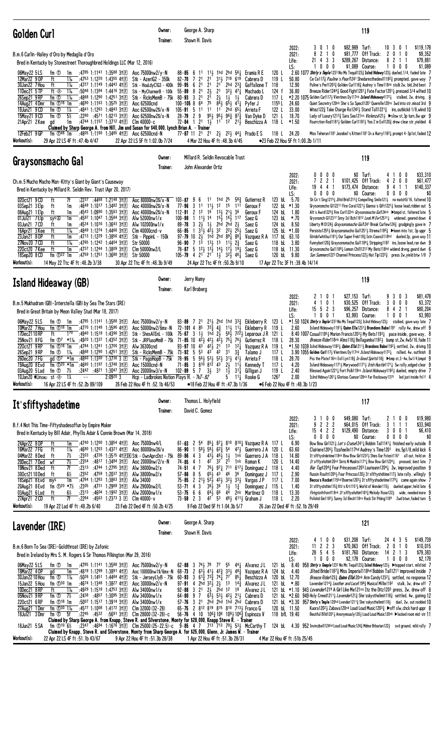## Golden Curl

Owner: George A. Sharp
Trainer: Shawn H. Davis

**119**

B.m.6 Curlin-Hailey d'Oro by Medaglia d'Oro
Bred in Kentucky by Stonestreet Thoroughbred Holdings LLC (Mar 12, 2016)

| | | | | | | | |
|---|---|---|---|---|---|---|---|
| 2022: | 3 0 1 0 | $82,989 | Turf: | 10 3 0 1 | $119,178 |
| 2021: | 8 2 1 0 | $81,777 | Off Track: | 2 0 1 0 | $9,352 |
| Life: | 21 4 3 3 | $289,267 | Distance: | 8 2 1 1 | $79,881 |
| LS: | 1 0 0 0 | $1,089 | Course: | 1 0 0 0 | $1,089 |

06May22 5LS fm ① 1m :4785 1:1141 1:3588 31↑E Aoc 75000nw2/y-N 88-85 6 11 1½ 1hd 2hd 56¼ Eramia R E 120 L 2.60 1077 Shirly's Temple 123½ No Ms Tequil123¾ Islnd Hideway123½ dueled,1/4, faded late 7
12Mar22 9OP ft 1⅛ :4753 1:1220 1:4355 41↑E Stk - AzeriG2 - 350k 82-70 7 21 21 31½ 718 619 Cabrera D 119 L 50.80 Ce Ce117¾ Pauline's Pearl124¾ Shedaresthedevil1192¾ prompted, gave way 7
30Jan22 7Hou ft 1⅛ :4727 1:1149 1:4443 41↑E Stk - HouldyCIG3 - 400k 99-95 6 21 21 21 2hd 23¾ Gaffalione T 118 12.90 Puline's Perl1203¾ Golden Cur118¾ Audrey's Time118nk stalk 2w, bid,2nd best 7
11Dec21 5TP ft ◈ 1⅛ :5046 1:1364 1:4416 31↑E Stk - MyCharmerB - 100k 55-89 8 21 2½ 21 32½ 47¼ Machado L 124 f 36.80 Breeze Rider124¾ Good Fight120¹¼ Fate Factor120¹¼ pressed 3/4 wilted 10
26Sep21 9RP fm ① 1⅛ :4868 1:1290 1:4251 31↑E Stk - RicksMemB - 75k 80-93 3 21 21 2½ 1½ 1½ Cabrera D 117 L *2.20 1075 Golden Curl117½ Vlentines Dy117nk Island Hideway117¾ stalked, 2w, driving, 8
14Aug21 4Dmr fm ①18 1m :4690 1:1163 1:3525 31↑E Aoc 62500cnd 100-105 8 64 75 84½ 65½ 41¼ Pyfer J 115 b L 24.60 Quiet Secretry120nk She's So Speci1201 Querelle120ns 3wd into str,missd 3rd 9
13Jun21 9CD fm ① 1⅛ :4841 1:1263 1:4843 31↑E Aoc 62500nw2$/x-N 105-91 5 11 11 11 2hd 65½ Arrieta F 122 L 33.00 Witez122¾ Take Charge Ro124²¾ Stand Tall1221¾ ins,outkickd 1/8,wknd 10
15May21 9CD fm ① 5½ :2290 :4571 1:0213 31↑E Aoc 62500nw2$/x-N 28-79 2 9 95½ 95½ 96¾ 87¾ Van Dyke D 121 L 18.70 Lady of Luxury1213¾ Sara Sea121ns Violenzal21½ ▶slow st,3p turn,6w upr 9
21Apr21 2Kee gd 1m :4744 1:1157 1:3712 41↑E Clm 40000-c 72-84 1 21 1½ 11 12 21½ Beschizza A 118 L *1.50 Rsurrction Rod118¹½ Golden Curl118²½ Yes I'm Evil120¾ drew clear str,yielded 4
Claimed by Sharp George A. from Hill, Jim and Susan for $40,000, Lynch Brian A. - Trainer
12Feb21 9GP fm ①48 1m :4805 1:1180 1:3485 41↑E Aoc 62500cnd-N 77-87 11 21 21 2½ 22¾ 44¼ Prado E S 118 L 24.20 Miss Teheran118¹ Jezebel's Kitten118¹ In a Hurry1182¾ prompt 4-3p1st,faded 12

Workout(s): 29 Apr 22 LS 4F ft :47.4b 4/47   22 Apr 22 LS 5F ft 1:02.0b 7/24   4 Mar 22 Hou 4F ft :48.3b 4/45   ●23 Feb 22 Hou 5F ft 1:00.2b 1/11

## Graysonsmacho Gal

Owner: Millard R. Seldin Revocable Trust
Trainer: John Alexander Ortiz

**119**

Ch.m.5 Mucho Macho Man-Kitty's Giant by Giant's Causeway
Bred in Kentucky by Millard R. Seldin Rev. Trust (Apr 20, 2017)

| | | | | | | | |
|---|---|---|---|---|---|---|---|
| 2022: | 0 0 0 0 | $0 | Turf: | 4 1 0 0 | $33,310 |
| 2021: | 7 2 2 1 | $101,425 | Off Track: | 4 2 0 0 | $61,477 |
| Life: | 19 4 4 1 | $173,474 | Distance: | 9 4 1 1 | $140,337 |
| LS: | 0 0 0 0 | $0 | Course: | 0 0 0 0 | $0 |

02Oct21 9CD ft 7f :2237 :4468 1:2148 31↑E Aoc 80000nw3$/x-N 103-87 9 6 11 1hd 25 58¾ Gutierrez R 123 bL 5.70 Sh Cn't Sing1215¾ Jltd Brid1212¾ Compelling Smile121½ no match5/16, faltered 10
03Sep21 3Elp ft 1m :4649 1:1017 1:3432 31↑E Aoc 40000nw2$/x-N 77-96 3 11 11½ 12 15 111 Geroux F 122 bL *1.30 Grysonsmcho Gl1221¹¹ Fire Coral1221¼ Gianna's Gift121¾ loose lead,ridden out 5
08Aug21 1Elp ft 1m :4543 1:0990 1:3563 31↑E Aoc 40000nw2$/x-N 112-91 2 12 16 13½ 21½ 36 Geroux F 124 bL 1.80 Alt's Awrd1225¾ Fire Cor1122nk Graysonsmacho Gal24nk ▶bmpd st, faltered late 5
01Jul21 7Elp sys⊗ 1m :4597 1:1047 1:3584 31↑E Alw 52000nw1/x 100-98 1 11½ 14 15½ 16½ 117 Saez G 123 bL *.70 Grysnmch G1123¹⁷ Smy Isl Bch1812 Look M Ovr12531¼ widened, geared down 4
03Jun21 7CD ft 1m :4534 1:1016 1:3643 31↑E Alw 102000nw1/x 89-78 3 2½ 1½ 2hd 2hd 2½ Saez G 124 bL 0.50 Liberty M D124½ Graysonsmacho Gal1241 Break Curfew124¾ grudgingly gave in 7
16Apr21 3Kee ft 1⅛ :4819 1:1274 1:4466 31↑E Clm 40000cnd-v 66-85 1 31½ 42½ 32 22½ 25½ Saez G 125 bL *1.00 Persisto125¼ Graysonsmacho Gal125½ Xtrema1186¾ ▶keen into 1st, 3p uppr 5
23Jan21 8OP ft 1m :4713 1:1229 1:3856 41↑E Stk - PippinL - 150k 97-79 10 2½ 1hd 2hd 89½ 88¼ Vazquez R A 117 bL 63.10 Gtridofwhtisu1191¼ Our Super Freki118¾ Istn Council118hd dueled 2p, gave way 11
27Nov20 7CD ft 1⅛ :4765 1:1242 1:4404 3↑E Str 50000 96-90 7 13 13½ 13 11½ 2¾ Saez G 118 bL 3.80 Funnybet120¾ Graysonsmacho Gal1184¾ Stripping118² ins,loose lead,ran dwn 9
22Oct20 7Kee ft 1m :4737 1:1244 1:3809 3↑E Clm 50000nw2/L 78-87 5 12½ 13½ 14½ 17½ 19¼ Saez G 118 bL 11.30 Grysonsmcho Gal1189¼ Lemon Chill1212 My Bets118hd widend drvng,geard dwn 6
18Sep20 8CD fm ①22 1m :4759 1:1251 1:3688 3↑E Str 50000 105-79 4 21 21 1½ 32½ 46¼ Saez G 120 bL 9.80 Sun Summers1223 Channel Princess122½ Hat Tip1222¾ press 2w,yield btw 1/8 7

Workout(s): 14 May 22 Ttc 4F ft :48.2b 3/38   30 Apr 22 Ttc 4F ft :48.3b 9/49   24 Apr 22 Ttc 4F ft :50.2b 9/10   17 Apr 22 Ttc 3F ft :39.4b 14/14

## Island Hideaway (GB)

Owner: Jerry Namy
Trainer: Karl Broberg

**119**

B.m.5 Mukhadram (GB)-Interstella (GB) by Sea The Stars (IRE)
Bred in Great Britain by Meon Valley Stud (Mar 17, 2017)

| | | | | | | | |
|---|---|---|---|---|---|---|---|
| 2022: | 2 1 0 1 | $27,153 | Turf: | 9 3 0 3 | $81,478 |
| 2021: | 4 1 0 1 | $30,525 | Off Track: | 3 0 0 0 | $3,372 |
| Life: | 15 5 2 3 | $96,257 | Distance: | 8 4 2 1 | $80,204 |
| LS: | 1 0 0 1 | $3,993 | Course: | 1 0 0 1 | $3,993 |

06May22 5LS fm ① 1m :4785 1:1141 1:3588 31↑E Aoc 75000nw2/y-N 83-89 7 21 21½ 2hd 1hd 33¾ Eikleberry R 123 L *1.50 1024 Shirly's Temple123³ No Ms Tequil123¾ Islnd Hideway123½ stalked, gave way late 7
10Mar22 7Hou fm ①18 1m :4770 1:1148 1:3596 41↑E Aoc 50000nw2/6mx-N 72-101 4 85 72¾ 4¾ 11½ 11½ Eikleberry R 119 L 2.60 Island Hideaway119¹½ Quinn Ella121¹½ Brandons Babe119¹ rally 4w, drew off 9
17Dec21 10RP ft 170 :4940 1:1519 1:4396 31↑E Stk - ShesAllInL - 100k 75-67 3 1½ 1hd 2½ 58¾ 722¾ Leparoux J R 121 L 8.40 1007 Casual119¾ Marion Francis1203¾ My Bets119¾ pace inside, gave way, 8
25Nov21 8FG fm ① *1⅛ :4920 1:1337 1:4352 31↑E Stk - JRPlusoMmB - 75k 71-85 10 42½ 42½ 42½ 75¼ 76¾ Gutierrez R 118 L 28.30 Breeze Rider118nk Alms118¾ Bellagamba118²½ bump st,2w,4w5/16,fade 11
22Oct21 9RP fm ①18 1m :4784 1:1241 1:3700 31↑E Alw 36300cnd 93-97 10 43 42½ 21 13 12¼ Vazquez R A 119 L *1.50 1039 Islnd Hideway119²¼ Quinn Ella121¹½ Brandons Babe119²½ settled, 2w, driving 10
26Sep21 9RP fm ① 1⅛ :4868 1:1290 1:4251 31↑E Stk - RicksMemB - 75k 73-92 5 53 43 42 31 3¾ Talamo J 117 L 3.90 1055 Golden Curl117½ Vlentines Dy117nk Island Hideaway117¾ rallied, 4w, outfinsh 8
26Dec20 7FG gd ① *1m :4860 1:1300 1:3736 3↑E Stk - PagoHopB - 75k 78-95 5 56½ 53½ 52½ 31¼ 41½ Arrieta F 118 L 28.70 Pss the Plate116ns Evil Lyn118¾ In Good Spirits118¾ ▶bmp st,3-4w,5w1/4,bmpd 9
19Aug20 8Evd fm ①20 *1m :4680 1:1197 1:3748 31↑E Aoc 15000cnd-N 71-85 3 810 812 43 2½ 11½ Kennedy T 117 L 4.20 Island Hideaway117¹½ Marywood1171½ Irish Hustle1171¼ 5w rally,edged clear 9
03Aug20 5Lad fm ① 7½ :2442 :4821 1:3047 31↑E Aoc 20000nw3/x-N 102-89 5 7 3½ 31 1½ 31¼ Gilligan J 119 L 2.40 Blessed Again1221¼ Fort Polk119ns Island Hideaway119²¾ dueled, empty drive 7
10Jan20 ♦Lingfield(GB) st ◈ 1¼ -- 2:09²⁰ 3 Hcp - Ladbrokes Nation Plays H. - 7k7-82 5 11¼ Rooke G 126 7 2.00 Islnd Hidewy126¹¼ Glorious Caesar128nk Far Rockaway131⁵ led just inside fnl f 4

Workout(s): 16 Apr 22 LS 4F ft :52.2b 89/109   26 Feb 22 Hou 4F ft :52.1b 46/53   ●18 Feb 22 Hou 4F ft :47.3b 1/36   ●6 Feb 22 Hou 4F ft :48.3b 1/23

## It'sfiftyshadetime

Owner: Thomas L. Holyfield
Trainer: David C. Gomez

**117**

B.f.4 Not This Time-Fiftyshadesoffun by Empire Maker
Bred in Kentucky by Bill Adair, Phyllis Adair & Connie Brown (Mar 14, 2018)

| | | | | | | | |
|---|---|---|---|---|---|---|---|
| 2022: | 3 1 0 0 | $49,080 | Turf: | 2 1 0 0 | $19,980 |
| 2021: | 9 2 2 2 | $64,015 | Off Track: | 3 1 1 1 | $33,940 |
| Life: | 15 4 2 2 | $129,490 | Distance: | 3 0 0 1 | $6,410 |
| LS: | 0 0 0 0 | $0 | Course: | 0 0 0 0 | $0 |

24Apr22 8OP ft 1m :4740 1:1200 1:3854 41↑E Aoc 75000nw4/L 61-63 2 54 85¼ 87¼ 810 810¼ Vazquez R A 117 L 6.90 Bow Bow Girl121½ Let's Cruise1241¼ Bobbin Tail1141¼ finished early outside 8
18Mar22 7FG ft 1⅛ :4690 1:1203 1:4321 41↑E Aoc 80000nw3$/x 86-90 1 58¾ 56½ 62¾ 54 47½ Guerrero J A 120 L 63.60 Clairiere120¾ Tizafeelin117hd Marvelous121nk ins,5p1/8,mild kick 6
04Mar22 8Ded ft 7½ :2303 :4726 1:3516 41↑E[R] Stk - OwnAprcDst - 75k 89-86 4 3 43½ 46½ 1½ 1nk Guerrero J A 118 L 14.80 It'sfiftyshdetime118nk Bow Bow Girl123²½ Shes Our Fstest116¹ all out, held on 8
20Dec21 7Ded wf 7½ :2354 :4817 1:3484 31↑E Aoc 20000nw2/x-N 74-85 4 1 42 32 21 1nk Roman K 120 L 14.40 It'sfiftyshdtm120nk Sints N Musks117¹¼ Bow Bow Girl122⁴¼ pressed, best late 7
19Nov21 8Ded ft 7f :2313 :4744 1:2795 3↑E Alw 38000nw2/x 74-51 4 7 76½ 97¼ 711 617¾ Dominguez J 118 L 4.40 Bar Tap1204¾ Four Princesses120³ Laurieann120⁴¾ 2w, improved position 9
30Oct21 10Ded ft 6½ :2352 :4759 1:2037 3↑E Alw 38000nw2/x 57-86 8 5 65½ 43 46 36 Dominguez J 117 L 2.90 Russin Roultt120¾ Four Princsss120½ It'sfiftyshdtime117¾ late rally, willingly 9
18Sep21 8Evd mys 1m :4784 1:1283 1:3863 3↑E Alw 34000 75-85 2 21½ 52½ 42½ 32½ 33½ Vargas J P 117 L 7.00 Becca's Rocket115hd Boerne120¾ It'sfiftyshdtime1179¼ came again show 7
20Aug21 8Evd fm ①20 *7½ :2305 :4731 1:2989 3↑E Alw 29000nw2/L 53-71 4 3 39½ 36 1½ 1¾ Dominguez J 115 L 1.40 It'sfiftyshdtm115¾ Ktl's Krt1151¼ World of Wonder115½ dueled upper,held late 6
03Aug21 6Lad ft 6½ :2313 :4604 1:1902 3↑E Alw 20000nw1/x 53-75 6 6 64½ 66 44 2nk Martinez O 118 L 13.30 Fringtothfront118nk It'sfiftyshdtim118³¾ Melody Rose122¾ wide, needed more 9
27Apr21 2CD ft 7f :2284 :4563 1:2373 3↑E Clm 40000-v 73-59 2 3 42 53 48¾ 411¼ Graham J 118 L 2.20 Pollshd Gm1182½ Sunny Isl Bech118ns Rock Str Prking118⁹ 2wd btwn,faded turn 5

Workout(s): 19 Apr 22 Lad 4F ft :48.2b 6/40   23 Feb 22 Ded 4F ft :50.2b 4/25   9 Feb 22 Ded 5F ft 1:04.3b 5/7   26 Jan 22 Ded 4F ft :52.1b 29/49

## Lavender (IRE)

Owner: George A. Sharp
Trainer: Shawn H. Davis

**121**

B.m.6 Born To Sea (IRE)-Goldthroat (IRE) by Zafonic
Bred in Ireland by Mrs S. M. Rogers & Sir Thomas Pilkington (Mar 29, 2016)

| | | | | | | | |
|---|---|---|---|---|---|---|---|
| 2022: | 4 1 0 0 | $31,208 | Turf: | 24 4 3 5 | $149,739 |
| 2021: | 11 2 2 3 | $70,063 | Off Track: | 2 0 1 0 | $10,015 |
| Life: | 28 5 4 5 | $181,760 | Distance: | 14 2 1 3 | $79,383 |
| LS: | 1 0 0 0 | $2,178 | Course: | 1 0 0 0 | $2,178 |

06May22 5LS fm ① 1m :4785 1:1141 1:3588 31↑E Aoc 75000nw2/y-N 62-88 3 74½ 78 77 55 44¼ Alvarez J L 121 bL 8.40 958 Shirly's Temple123³ No Ms Tequil123¾ Islnd Hideway123½ ▶hopped start, mild bid 7
18Mar22 4OP gd 1m :4819 1:1299 1:3891 41↑E Aoc 100000nw1$/6mx-N 68-73 2 63½ 41½ 42½ 33½ 49¾ Vazquez R A 124 bL 4.40 Jlted Bride118²¾ Miss Imperia118hd Bobbin Tail1211 improved inside 7
30Jan22 10Hou fm ① 1⅛ :5026 1:1451 1:4484 41↑E Stk - JerseyLlyB - 75k 60-93 3 61¾ 73¾ 74½ 77 85¼ Beschizza A 120 bL 12.70 Breeze Rider123½ Quinn Ella120nk Arm Candy1232½ settled, no response 12
15Jan22 5Hou fm ①30 1m :4674 1:1348 1:3827 41↑E Aoc 30000nw2/x-N 97-91 4 2hd 32½ 2½ 13 14¾ Alvarez J L 121 bL *.80 Lavender1214¾ Leather and Lace1198¾ Musical Millie119² stalk, 3w, drew off 7
10Dec21 8RP ft 1⅛ :4929 1:1519 1:4753 31↑E Alw 34000nw1/x 92-88 3 21 2½ 2hd 12 18 Alvarez J L 121 bL *1.10 943 Lavender121⁸ A Girl Like Me121ns Itz the Ditz120³ press, 2w, drew off 8
05Nov21 9RP fm ① 7½ :2438 :4857 1:3095 31↑E Alw 34000nw1/x 64-80 9 7 63½ 53½ 42¼ 21¼ Cabrera D 121 bL *2.60 949 Holy Creed121¹¼ Lavender121¾ She'sskysthelimit118¾ settled, 4w, gaining 12
22Oct21 6RP fm ①18 1m :5007 1:1517 1:3914 31↑E Alw 34000nw1/x 57-76 3 21 2hd 2hd 1hd 2hd Cabrera D 121 bL *3.30 957 Shirly's Temple120hd Lavender121¾ She'sskysthelimit118½ duel, 2w, out nodded 10
27Aug21 1Dmr fm ①30 1⅛ :4577 1:1008 1:4172 31↑E Clm 32000 (32-28) 65-75 2 812 819 815 810 713¼ Franco G 120 bL 11.50 Kuora120²½ Zabava120nk Loud Loud Music120³¾ ▶off slw,chck hard uppr 8
18Jul21 3Dmr fm ① 5f :2245 :4532 :5691 31↑E Clm 28000 (32-28)-c 56-76 4 10 106½ 106 109¼ 106½ Espinoza V 118 bfL 19.40 Beutiful Bllt120¹½ Anonymously120½ Loud Loud Music120nk ▶lacked room mid-str 11
Claimed by Sharp George A. from Knapp, Steve R. and Silverstone, Monty for $28,000, Knapp Steve R. - Trainer
18Jun21 5SA fm ①10 6½ :2347 :4694 1:1678 31↑E Clm 25000 (25-22.5)-c 9-85 4 7 713 713 79¾ 53½ McCarthy T 124 bL 4.30 952 Invincibel124hd Loud Loud Music124¾ Mdme Brbarian122½ svd ground, mild rally 7
Claimed by Knapp, Steve R. and Silverstone, Monty from Sharp George A. for $25,000, Glenn, Jr. James W. - Trainer

Workout(s): 22 Apr 22 LS 4F ft :51.1b 43/67   9 Apr 22 Hou 4F ft :51.3b 28/31   1 Apr 22 Hou 4F ft :51.3b 28/41   4 Mar 22 Hou 4F ft :51b 25/45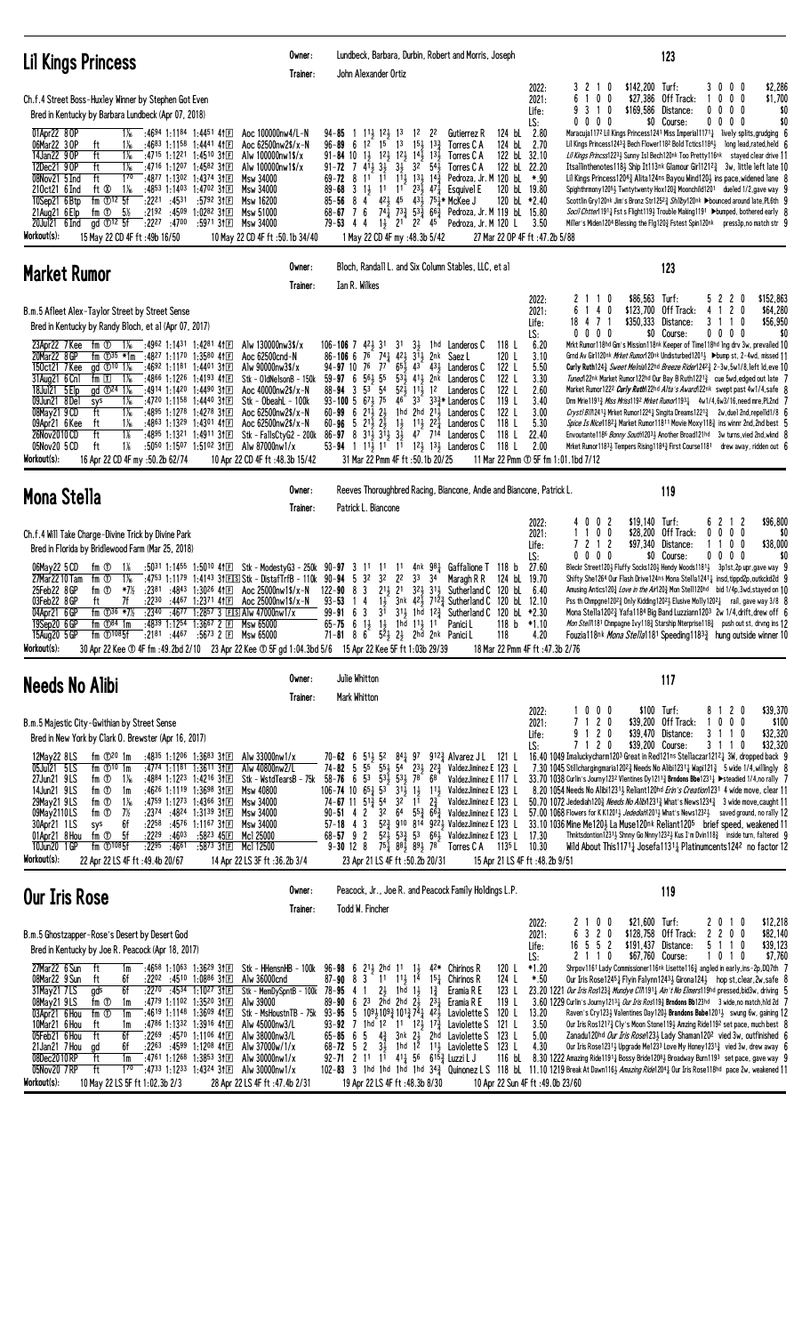## Lil Kings Princess

Owner: Lundbeck, Barbara, Durbin, Robert and Morris, Joseph
Trainer: John Alexander Ortiz

**123**

Ch.f.4 Street Boss-Huxley Winner by Stephen Got Even
Bred in Kentucky by Barbara Lundbeck (Apr 07, 2018)

| | | | | |
|---|---|---|---|---|
| 2022: | 3 2 1 0 | $142,200 | Turf: | 3 0 0 0 $2,286 |
| 2021: | 6 1 0 0 | $27,386 | Off Track: | 1 0 0 0 $1,700 |
| Life: | 9 3 1 0 | $169,586 | Distance: | 0 0 0 0 $0 |
| LS: | 0 0 0 0 | $0 | Course: | 0 0 0 0 $0 |

```
01Apr22 8OP      1⅛  :4694 1:1184 1:4451 41Ⓕ Aoc 100000nw4/L-N   94-85 1 11½ 12½ 13 12 22  Gutierrez R  124 bL  2.80  Maracuja1172 Lil Kings Princess1241 Miss Imperial11711 lively splits,grudging 6
06Mar22 3OP  ft  1⅛  :4683 1:1158 1:4441 41Ⓕ Aoc 62500nw2$/x-N   96-89 6 12 15 13 15½ 13¾ Torres C A   124 bL  2.70  Lil Kings Princess12433 Bech Flower1182 Bold Tctics1184½  long lead,rated,held 6
14Jan22 9OP  ft  1⅛  :4715 1:1221 1:4510 31Ⓕ Alw 100000nw1$/x   91-84 10 1½ 12½ 12½ 14½ 13½ Torres C A  122 bL 32.10  Lil Kings Princss12231 Sunny Isl Bech120nk Too Pretty116nk  stayed clear drive 11
12Dec21 9OP  ft  1⅛  :4716 1:1207 1:4582 31Ⓕ Alw 100000nw1$/x   91-72 7 41½ 3½ 3½ 32 54½ Torres C A  122 bL 22.20  Itsallinthenotes118½ Ship It113nk Glamour Gir11212¾  3w, little left late 10
08Nov21 5Ind ft  170  :4877 1:1302 1:4374 31Ⓕ Msw 34000        69-72 8 11 11 11½ 13½ 14¾ Pedroza, Jr. M 120 bL *.90  Lil Kings Princess12043 Alita124ns Bayou Mind120½ ins pace,widened lane 8
21Oct21 6Ind ft ⊗ 1⅛  :4853 1:1403 1:4702 31Ⓕ Msw 34000        89-68 3 1½ 11 11 23½ 47¾ Esquivel E   120 bL 19.80  Spighthrmony1205¼ Twntytwenty Hox120½ Moonchild1201  dueled 1/2,gave way 9
10Sep21 6Btp fm ①12 5f :2221 :4531 :5792 31Ⓕ Msw 16200        85-56 8 4 42½ 45 43½ 75¾* McKee J   120 bL *2.40  Scottlin Gry120nk Jim's Bronz Str1252½ Shilby120nk ▶bounced around late,PL6th 9
21Aug21 6Elp fm ① 5½ :2192 :4509 1:0282 31Ⓕ Msw 51000        68-67 7 6 74¼ 73¾ 53¾ 66¾ Pedroza, Jr. M 119 bL 15.80  Socil Chtter1191½ Fst s Flight119½ Trouble Making1191 ▶bumped, bothered early 8
20Jul21 6Ind gd ①12 5f :2227 :4700 :5971 31Ⓕ Msw 34000        79-53 4 4 1½ 21 22 45  Pedroza, Jr. M 120 L  3.50  Miller's Miden1204 Blessing the Flg120½ Fstest Spin120nk  press3p,no match str 9
```

Workout(s): 15 May 22 CD 4F ft :49b 16/50 · 10 May 22 CD 4F ft :50.1b 34/40 · 1 May 22 CD 4F my :48.3b 5/42 · 27 Mar 22 OP 4F ft :47.2b 5/88

## Market Rumor

Owner: Bloch, Randall L. and Six Column Stables, LLC, et al
Trainer: Ian R. Wilkes

**123**

B.m.5 Afleet Alex-Taylor Street by Street Sense
Bred in Kentucky by Randy Bloch, et al (Apr 07, 2017)

| | | | | |
|---|---|---|---|---|
| 2022: | 2 1 1 0 | $86,563 | Turf: | 5 2 2 0 $152,863 |
| 2021: | 6 1 4 0 | $123,700 | Off Track: | 4 1 2 0 $64,280 |
| Life: | 18 4 7 1 | $350,333 | Distance: | 3 1 1 0 $56,950 |
| LS: | 0 0 0 0 | $0 | Course: | 0 0 0 0 $0 |

```
23Apr22 7Kee  fm ① 1⅛  :4962 1:1431 1:4281 41Ⓕ Alw 130000nw3$/x     106-106 7 42½ 31 31 3½ 1hd Landeros C 118 L  6.20  Mrkt Rumor118hd Gm's Mission118nk Keeper of Time118hd Ing drv 3w, prevailed 10
20Mar22 8GP   fm ①35 *1m :4827 1:1170 1:3580 41Ⓕ Aoc 62500cnd-N   86-106 6 76 74¼ 42½ 31½ 2nk Saez L     120 L  3.10  Grnd Av Girl120nk Mrket Rumor120nk Undisturbed1201¼ ▶bump st, 2-4wd, missed 11
15Oct21 7Kee  gd ①10 1⅛ :4692 1:1181 1:4401 31Ⓕ Alw 90000nw3$/x  94-97 10 76 77 65½ 43 43½ Landeros C 122 L  5.50  Curly Ruth124½ Sweet Melnia122hd Breeze Rider124²½ 2-3w,5w1/8,left ld,eve 10
31Aug21 6Cnl  fm Ⓣ 1⅛  :4866 1:1226 1:4193 41Ⓕ Stk - OldNelsonB - 150k  59-97 6 56½ 55 53½ 41½ 2nk Landeros C 122 L  3.30  Tuned122nk Market Rumor122hd Our Bay B Ruth1221½ cue 5wd,edged out late 7
18Jul21 5Elp  gd ①24 1⅛ :4914 1:1420 1:4490 31Ⓕ Aoc 40000nw2$/x-N  88-94 3 53 54 52½ 11½ 12 Landeros C 122 L  2.60  Market Rumor1222 Curly Ruth122hd Alta's Award122nk swept past 4w1/4,safe 8
09Jun21 8Del  sys  1⅛  :4720 1:1158 1:4440 31Ⓕ Stk - ObeahL - 100k  93-100 5 67½ 75 46 33 33¾* Landeros C 119 L  3.40  Dnn Mrie1193¾ Miss Mriss1192 Mrket Rumor1193¾  4w1/4,6w3/16,need mre,PL2nd 7
08May21 9CD   ft  1⅛  :4895 1:1278 1:4278 31Ⓕ Aoc 62500nw2$/x-N  60-99 6 21½ 2½ 1hd 2hd 21½ Landeros C 122 L  3.00  Crystl Bll1241¼ Mrket Rumor1224½ Singita Dreams1221½  2w,duel 2nd,repelld1/8 6
09Apr21 6Kee  ft  1⅛  :4863 1:1329 1:4301 41Ⓕ Aoc 62500nw2$/x-N  60-96 5 21½ 2½ 1½ 11½ 22½ Landeros C 122 L  5.30  Spice Is Nice1182¼ Market Rumor11811 Movie Moxy118¾ ins winnr 2nd,2nd best 5
28Nov2010CD   ft  1⅛  :4895 1:1321 1:4911 31Ⓕ Stk - FallsCtyG2 - 200k  86-97 8 31½ 31½ 3½ 47 714 Landeros C 118 L 22.40  Envoutante1186 Bonny South1203½ Another Broad121hd 3w turns,vied 2nd,wknd 8
05Nov20 5CD   ft  1⅛  :5050 1:1507 1:5102 31Ⓕ Alw 87000nw1/x   53-94 1 11½ 11 11 12½ 13½ Landeros C 118 L  2.00  Mrket Rumor1183½ Tempers Rising1184½ First Course1181 drew away, ridden out 6
```

Workout(s): 16 Apr 22 CD 4F my :50.2b 62/74 · 10 Apr 22 CD 4F ft :48.3b 15/42 · 31 Mar 22 Pmm 4F ft :50.1b 20/25 · 11 Mar 22 Pmm ① 5F fm 1:01.1bd 7/12

## Mona Stella

Owner: Reeves Thoroughbred Racing, Biancone, Andie and Biancone, Patrick L.
Trainer: Patrick L. Biancone

**119**

Ch.f.4 Will Take Charge-Divine Trick by Divine Park
Bred in Florida by Bridlewood Farm (Mar 25, 2018)

| | | | | |
|---|---|---|---|---|
| 2022: | 4 0 0 2 | $19,140 | Turf: | 6 2 1 2 $96,800 |
| 2021: | 1 1 0 0 | $28,200 | Off Track: | 0 0 0 0 $0 |
| Life: | 7 2 1 2 | $97,340 | Distance: | 1 1 0 0 $38,000 |
| LS: | 0 0 0 0 | $0 | Course: | 0 0 0 0 $0 |

```
06May22 5CD   fm ① 1⅛  :5031 1:1455 1:5010 41Ⓕ Stk - ModestyG3 - 250k  90-97 3 11 11 11 4nk 98¼ Gaffalione T 118 b 27.60  Bleckr Street120½ Fluffy Socks120½ Hendy Woods1181½  3p1st,2p upr,gave way 9
27Mar22 10Tam fm ① 1⅛  :4753 1:1179 1:4143 31ⒻⓈ Stk - DistafTrfB - 110k  90-94 5 32 32 22 33 34 Maragh R R  124 bL 19.70  Shifty She1264 Our Flash Drive124nk Mona Stella1241¼ insd,tippd2p,outkckd2d 9
25Feb22 8GP   fm ① *7½ :2381 :4843 1:3026 41Ⓕ Aoc 25000nw1$/x-N  122-90 8 3 21½ 21 32½ 31½ Sutherland C 120 bL  6.40  Amusing Antics120¾ Love in the Air120¾ Mon Stell120hd bid 1/4p,3wd,stayed on 10
03Feb22 8GP   ft  7f   :2230 :4467 1:2371 41Ⓕ Aoc 25000nw1$/x-N  93-53 1 4 1½ 3nk 42½ 712¾ Sutherland C 120 bL 12.10  Pss th Chmpgne1202¼ Elusive Molly1202½ rail, gave way 3/8 8
04Apr21 6GP   fm ①36 *7½ :2340 :4677 1:2857 3 ⒻⓈ Alw 47000nw1/x  99-91 6 3 31 31½ 1hd 12¾ Sutherland C 120 bL *2.30  Mona Stella1202¾ Yafa1184 Big Band Luzzianne1203 2w 1/4,drift,drew off 6
19Sep20 6GP   fm ①84 1m :4839 1:1254 1:3667 2 Ⓕ Msw 65000      65-75 6 1½ 1½ 1hd 11½ 11 Panici L    118 b *1.10  Mon Stell1181 Chmpagne Ivy118½ Starship Nterprise118½  push out st, drvng ins 12
15Aug20 5GP   fm ①1085f :2181 :4467 :5673 2 Ⓕ Msw 65000     71-81 8 6 52½ 2½ 2hd 2nk Panici L   118    4.20  Fouzia118nk Mona Stella1181 Speeding1183¾ hung outside winner 10
```

Workout(s): 30 Apr 22 Kee ① 4F fm :49.2bd 2/10 · 23 Apr 22 Kee ① 5F gd 1:04.3bd 5/6 · 15 Apr 22 Kee 5F ft 1:03b 29/39 · 18 Mar 22 Pmm 4F ft :47.3b 2/76

## Needs No Alibi

Owner: Julie Whitton
Trainer: Mark Whitton

**117**

B.m.5 Majestic City-Gwithian by Street Sense
Bred in New York by Clark O. Brewster (Apr 16, 2017)

| | | | | |
|---|---|---|---|---|
| 2022: | 1 0 0 0 | $100 | Turf: | 8 1 2 0 $39,370 |
| 2021: | 7 1 2 0 | $39,200 | Off Track: | 1 0 0 0 $100 |
| Life: | 9 1 2 0 | $39,470 | Distance: | 3 1 1 0 $32,320 |
| LS: | 7 1 2 0 | $39,200 | Course: | 3 1 1 0 $32,320 |

```
12May22 8LS   fm ①20 1m  :4835 1:1206 1:3683 31Ⓕ Alw 33000nw1/x   70-62 6 51½ 52 84¼ 97 912¾ Alvarez J L 121 L 16.40 1049 Imaluckycharm1203 Great in Red121ns Stellazzar1212¾ 3W, dropped back 9
05Jul21 5LS   fm ①10 1m  :4774 1:1181 1:3611 31Ⓕ Alw 40800nw2/L  74-82 5 55 55½ 54 23½ 22¾ ValdezJiminez E 123 L  7.30 1045 Stillchargingmaria1202¾ Needs No Alibi1231¼ Wapi121¾  5 wide 1/4,willingly 8
27Jun21 9LS   fm ① 1⅛  :4884 1:1223 1:4216 31Ⓕ Stk - WstdTearsB - 75k  58-76 6 53 53½ 53½ 78 68 ValdezJiminez E 117 L 33.70 1038 Curlin's Journy1232 Vlentines Dy121½ Brndons Bbe1231½ ▶steadied 1/4,no rally 7
14Jun21 9LS   fm ① 1m  :4626 1:1119 1:3698 31Ⓕ Msw 40800     106-74 10 66½ 53 31½ 1½ 11½ ValdezJiminez E 123 L  8.20 1054 Needs No Albi1231½ Rellant120hd Erin's Creation1231 4 wide move, clear 11
29May21 9LS   fm ① 1⅛  :4759 1:1273 1:4366 31Ⓕ Msw 34000     74-67 11 51¾ 54 32 11 2¾ ValdezJiminez E 123 L 50.70 1072 Jedediah120¾ Needs No Albi1231¾ What's News1234¾ 3 wide move,caught 11
09May2110LS   fm ① 7½  :2374 :4824 1:3139 31Ⓕ Msw 34000     90-51 4 2 32 64 55½ 66¾ ValdezJiminez E 123 L 57.00 1068 Flowers for K K1201½ Jedediah1201¾ What's News1232½  saved ground, no rally 12
30Apr21 1LS   sys  6f   :2258 :4576 1:1167 31Ⓕ Msw 34000     57-18 4 3 52¾ 910 814 922¾ ValdezJiminez E 123 L 33.10 1036 Mine Me120½ La Muse120nk Reliant120s brief speed, weakened 11
01Apr21 8Hou  fm ① 5f   :2229 :4603 :5823 45Ⓕ Mcl 25000     68-57 9 2 52½ 53½ 53 66½ ValdezJiminez E 123 L 17.30  Thnktsdontion1231½ Shnny Go Mnny1232¼ Kus I'm Dvin118¾ inside turn, faltered 9
10Jun20 1GP   fm ①1085f :2295 :4661 :5873 31Ⓕ Mcl 12500    9-30 12 8 75¾ 88½ 89½ 78 Torres C A  113¹⁄₂ L 10.30  Wild About This1171¼ Josefa1131¾ Platinumcents1242 no factor 12
```

Workout(s): 22 Apr 22 LS 4F ft :49.4b 20/67 · 14 Apr 22 LS 3F ft :36.3b 3/4 · 23 Apr 21 LS 4F ft :50.2b 20/71 · 15 Apr 21 LS 4F ft :48.5b 9/51

## Our Iris Rose

Owner: Peacock, Jr., Joe R. and Peacock Family Holdings L.P.
Trainer: Todd W. Fincher

**119**

B.m.5 Ghostzapper-Rose's Desert by Desert God
Bred in Kentucky by Joe R. Peacock (Apr 18, 2017)

| | | | | |
|---|---|---|---|---|
| 2022: | 2 1 0 0 | $21,600 | Turf: | 2 0 1 0 $12,218 |
| 2021: | 6 3 2 0 | $128,758 | Off Track: | 2 2 0 0 $82,140 |
| Life: | 16 5 5 2 | $191,437 | Distance: | 5 1 1 0 $39,123 |
| LS: | 2 1 1 0 | $67,760 | Course: | 1 0 1 0 $7,760 |

```
27Mar22 6Sun  ft  1m   :4658 1:1063 1:3629 31Ⓕ Stk - HHensnHB - 100k  96-98 6 21½ 2hd 11 1½ 42* Chirinos R  120 L *1.20  Shrpov1161 Lady Commissioner116nk Lisette116¾ angled in early,ins-2p,DQ7th 7
08Mar22 9Sun  ft  6f   :2202 :4510 1:0886 31Ⓕ Alw 36000cnd    87-90 8 3 11 11½ 14 15¼ Chirinos R  124 L  *.50  Our Iris Rose1245¼ Flyin Falynn1243¾ Girona124½ hop st,clear,2w,safe 8
31May21 7LS   gds  6f   :2270 :4534 1:1027 31Ⓕ Stk - MemDySpntB - 100k 78-95 4 1 2½ 1hd 1½ 1¾ Eramia R E  123 L 23.20 1221 Our Iris Ros123¾ Mundye Cll1911¼ Ain't No Elmers119hd pressed,bid3w, driving 5
08May21 9LS   fm ① 1m  :4779 1:1102 1:3520 31Ⓕ Alw 39000     89-90 6 23 2hd 2hd 2½ 23¼ Eramia R E  119 L  3.60 1229 Curlin's Journy1213¼ Our Iris Ros119¾ Brndons Bb123hd 3 wide,no match,hld 2nd 7
03Apr21 6Hou  fm ① 1m  :4619 1:1148 1:3609 41Ⓕ Stk - MsHoustnTB - 75k  93-95 5 109½ 109¾ 101¾ 74¼ 42½ Laviolette S  120 L 13.20  Raven's Cry123¾ Valentines Day120¾ Brandons Babe1201½ swung 6w, gaining 12
10Mar21 6Hou  ft  1m   :4786 1:1332 1:3916 41Ⓕ Alw 45000nw3/L  93-92 7 1hd 12 11 12½ 17¾ Laviolette S  121 L  3.50  Our Iris Ros1217¾ Cly's Moon Stone119½ Amazing Ride1192 set pace, much best 8
05Feb21 6Hou  ft  6f   :2269 :4570 1:1106 41Ⓕ Alw 38000nw3/L  65-85 6 5 4¾ 3nk 2½ 2hd Laviolette S  123 L  5.00  Zanadu120hd Our Iris Rose123½ Lady Shaman1202 vied 3w, outfinished 6
21Jan21 7Hou  gd  6f   :2263 :4599 1:1288 41Ⓕ Alw 37000w/1/x  68-72 5 2 3½ 1hd 12 11½ Laviolette S  123 L  4.30  Our Iris Rose1231½ Upgrade Me1234 Love My Honey1231¼ vied 3w, drew away 6
08Dec2010RP   ft  1m   :4761 1:1268 1:3853 31Ⓕ Alw 30000nw1/x   92-71 2 11 11 41¾ 56 615¾ Luzzi L J   116 bL  8.30 1222 Amazing Ride1191 Bossy Bride120¾ Broadway Burn1193 set pace, gave way 9
05Nov20 7RP   ft  170  :4733 1:1233 1:4324 31Ⓕ Alw 30000nw1/x  102-83 3 1hd 1hd 1hd 1hd 34¾ Quinonez L S 118 bL 11.10 1219 Break At Dawn116¾ Amazing Ride1204¾ Our Iris Rose118hd pace 2w, weakened 11
```

Workout(s): 10 May 22 LS 5F ft 1:02.3b 2/3 · 28 Apr 22 LS 4F ft :47.4b 2/11 · 19 Apr 22 LS 4F ft :48.3b 8/30 · 10 Apr 22 Sun 4F ft :49.0b 23/60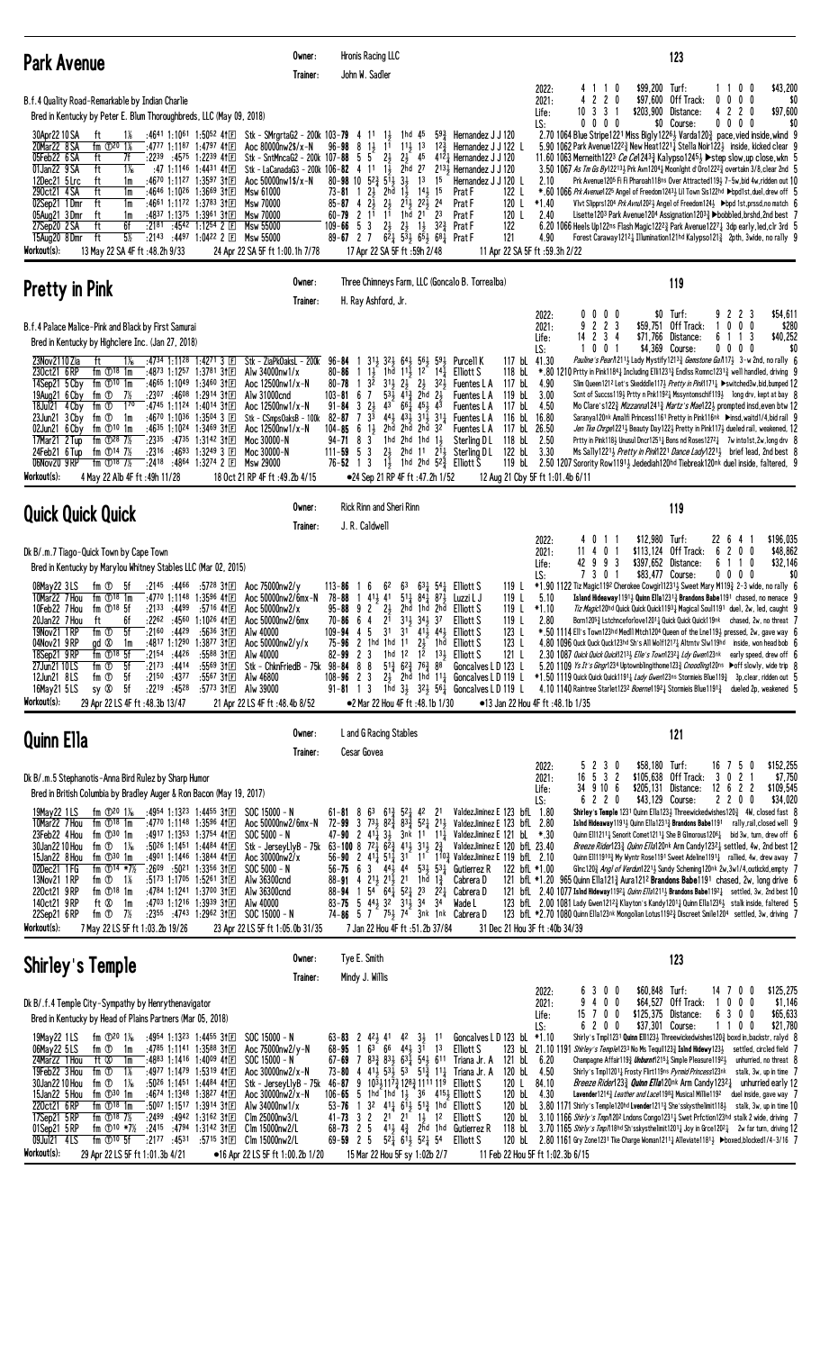## Park Avenue

Owner: Hronis Racing LLC
Trainer: John W. Sadler

123

B.f.4 Quality Road-Remarkable by Indian Charlie
Bred in Kentucky by Peter E. Blum Thoroughbreds, LLC (May 09, 2018)

| | | | | | | | |
|---|---|---|---|---|---|---|---|
| 2022: | 4 1 1 0 | $99,200 | Turf: | 1 1 0 0 | $43,200 |
| 2021: | 4 2 2 0 | $97,600 | Off Track: | 0 0 0 0 | $0 |
| Life: | 10 3 3 1 | $203,900 | Distance: | 4 2 2 0 | $97,600 |
| LS: | 0 0 0 0 | $0 | Course: | 0 0 0 0 | $0 |

```
30Apr22 10 SA   ft  1⅛   :4641 1:1081 1:5052 41Ⓕ Stk - SMrgrtaG2 - 200k 103-79  4 11 1½  1hd 45  59¾  Hernandez J J 120      2.70 1064 Blue Stripe1221 Miss Bigly1226½ Varda120¾ pace,vied inside,wknd 9
20Mar22 8 SA    fm ⓉⒹ20 1⅛  :4777 1:1187 1:4797 41Ⓕ Aoc 80000nw2$/x-N  96-98  8 1½  11  11½ 13  12¾  Hernandez J J 122 L   5.90 1062 Park Avenue1222¾ New Heat1221½ Stella Noir122½ inside, kicked clear 9
05Feb22 6 SA    ft  7f   :2239 :4575 1:2239 41Ⓕ Stk - SntMncaG2 - 200k 107-88 5 5  2½  2½  45  412¼ Hernandez J J 120     11.60 1063 Merneith1223 Ce Cel243¾ Kalypso1245½ ▶step slow,up close,wkn 5
01Jan22 9 SA    ft  1⅛   :47 1:1146 1:4431 41Ⓕ Stk - LaCanadaG3 - 200k 106-82 4 11 1½  2hd 27  213¼ Hernandez J J 120     3.50 1067 As Tm Gs By12213¼ Prk Avn1204¾ Moonlight d' Oro1222¾ overtaik 3/8,clear 2nd 5
12Dec21 5 Lrc   ft  1m   :4670 1:1127 1:3597 31Ⓕ Aoc 50000nw1$/x-N  80-98 10 52¾ 51½ 3½  13  15   Hernandez J J 120 L   2.10 Prk Avenue1205 Fi Fi Pharoah118ns Over Attracted119½ 7-5w,bid 4w,ridden out 10
29Oct21 4 SA    ft  1m   :4646 1:1026 1:3689 31Ⓕ Msw 61000  73-81  1 2½  2hd 1½  14½ 15   Prat F     122 L   *.60 1066 Prk Avenue1225 Angel of Freedom1243¼ Lil Town Sis122hd ▶bpd1st,duel,drew off 5
02Sep21 1 Dmr   ft  1m   :4661 1:1172 1:3783 31Ⓕ Msw 70000  85-87  4 2½  2½  21½ 22½ 24   Prat F     120 L  *1.40 Vlvt Sllpprs1204 Prk Avnu1202¾ Angel of Freedom124½ ▶bpd 1st,prssd,no match 6
05Aug21 3 Dmr   ft  1m   :4837 1:1375 1:3961 31Ⓕ Msw 70000  60-79  2 11  11  1hd 21  23   Prat F     120 L   2.40 Lisette1203 Park Avenue1204 Assignation1203¾ ▶bobbled,brshd,2nd best 7
27Sep20 2 SA    ft  6f   :2181 :4542 1:1254 2 Ⓕ Msw 55000  109-66 5 3  2½  2½  1½  32¾  Prat F     122      6.20 1066 Heels Up122ns Flash Magic1222¾ Park Avenue1227½ 3dp early,led,clr 3rd 5
15Aug20 8 Dmr   ft  5½   :2143 :4497 1:0422 2 Ⓕ Msw 55000  89-67  2 7  6¾  53½ 65¾ 68¾  Prat F     121      4.90 Forest Caraway1212¾ Illumination121hd Kalypso121¾ 2pth, 3wide, no rally 9
```

Workout(s): 13 May 22 SA 4F ft :48.2h 9/33 · 24 Apr 22 SA 5F ft 1:00.1h 7/78 · 17 Apr 22 SA 5F ft :59h 2/48 · 11 Apr 22 SA 5F ft :59.3h 2/22

## Pretty in Pink

Owner: Three Chimneys Farm, LLC (Goncalo B. Torrealba)
Trainer: H. Ray Ashford, Jr.

119

B.f.4 Palace Malice-Pink and Black by First Samurai
Bred in Kentucky by Highclere Inc. (Jan 27, 2018)

| | | | | | | | |
|---|---|---|---|---|---|---|---|
| 2022: | 0 0 0 0 | $0 | Turf: | 9 2 2 3 | $54,611 |
| 2021: | 9 2 2 3 | $59,751 | Off Track: | 1 0 0 0 | $280 |
| Life: | 14 2 3 4 | $71,766 | Distance: | 6 1 1 3 | $40,252 |
| LS: | 1 0 0 1 | $4,369 | Course: | 0 0 0 0 | $0 |

```
23Nov21 10 Zia  ft  1⅛   :4734 1:1126 1:4271 3 Ⓕ Stk - ZiaPkOaksL - 200k 96-84 1 31½ 32½ 64½ 56½ 59½ Purcell K  117 bL 41.30 Pauline's Pearl1211½ Lady Mystify1213¾ Gemstone Gal117½ 3-w 2nd, no rally 6
23Oct21 6 RP    fm ⓉⒹ18 1m  :4873 1:1257 1:3781 31Ⓕ Alw 34000nw1/x  80-86  1 1½  1hd 11½ 12  14¼  Elliott S  118 bL *.80 1210 Prtty in Pink1184¼ Including Ell1213¾ Endlss Romnc1231¾ well handled, driving 9
14Sep21 5 Cby   fm ⓉⒹ10 1m  :4665 1:1049 1:3460 31Ⓕ Aoc 12500nw1/x-N  80-78 1 32  31½ 2½  2½  32½  Fuentes L A 117 bL 4.90 Slim Queen1212 Let's Skeddle117½ Pretty in Pink117½ ▶switched3w,bid,bumped 12
19Aug21 6 Cby   fm Ⓣ   7½   :2307 :4608 1:2914 31Ⓕ Alw 31000cnd  103-81 6 7  53½ 41¾ 2hd 2½  Fuentes L A 119 bL 3.00 Scnt of Succss119½ Prtty n Pnk119²½ Mssyntomschif119½ long drv, kept at bay 8
18Jul21 4 Cby   fm Ⓣ   170  :4745 1:1124 1:4014 31Ⓕ Aoc 12500nw1/x-N  91-84 3 2½  43  66½ 45½ 43   Fuentes L A 117 bL 4.50 Mo Clare's122¾ Mizzanna124¼½ Martz's Mae122½ prompted insd,even btw 12
23Jun21 3 Cby   fm Ⓣ   1m   :4670 1:1036 1:3504 3 Ⓕ Stk - CSmpsOaksB - 100k 82-87 7 33  44½ 43½ 31½ 31¼  Fuentes L A 116 bL 16.80 Saranya120nk Amalfi Princess1161 Pretty in Pink116nk ▶insd,waitd1/4,bid rail 9
02Jun21 6 Cby   fm ⓉⒹ10 1m  :4635 1:1024 1:3469 31Ⓕ Aoc 12500nw1/x-N  104-85 6 1½  2hd 2hd 2hd 32  Fuentes L A 117 bL 26.50 Jen The Chrgr1211½ Beauty Day122¾ Pretty in Pink117½ dueled rail, weakened, 12
17Mar21 2 Tup   fm ⓉⒹ28 7½  :2335 :4735 1:3142 31Ⓕ Moc 30000-N  94-71 8 3  1hd 2hd 1hd 1½  Sterling D L 118 bL 2.50 Prtty n Pnk118½ Unusul Dncr1251½ Bons nd Roses1272½ 7w into1st,2w,long drv 8
24Feb21 6 Tup   fm ⓉⒹ14 7½  :2316 :4693 1:3249 3 Ⓕ Moc 30000-N  111-59 5 3  2½  2hd 11  21½  Sterling D L 122 bL 3.30 Ms Sally1221½ Prtty n Pnk1221 Dance Lady1221½ brief lead, 2nd best 8
06Nov20 9 RP    fm ⓉⒹ18 7½  :2418 :4864 1:3274 2 Ⓕ Msw 29000  76-52 1 3  1½  1hd 2hd 52¾  Elliott S  119 bL 2.50 1207 Sorority Row1191½ Jedediah120hd Tiebreak120nk duel inside, faltered, 9
```

Workout(s): 4 May 22 Alb 4F ft :49h 11/28 · 18 Oct 21 RP 4F ft :49.2b 4/15 · ●24 Sep 21 RP 4F ft :47.2h 1/52 · 12 Aug 21 Cby 5F ft 1:01.4b 6/11

## Quick Quick Quick

Owner: Rick Rinn and Sheri Rinn
Trainer: J. R. Caldwell

119

Dk B/.m.7 Tiago-Quick Town by Cape Town
Bred in Kentucky by Marylou Whitney Stables LLC (Mar 02, 2015)

| | | | | | | | |
|---|---|---|---|---|---|---|---|
| 2022: | 4 0 1 1 | $12,980 | Turf: | 22 6 4 1 | $196,035 |
| 2021: | 11 4 0 1 | $113,124 | Off Track: | 6 2 0 0 | $48,862 |
| Life: | 42 9 9 3 | $397,652 | Distance: | 6 1 1 0 | $32,146 |
| LS: | 7 3 0 1 | $83,477 | Course: | 0 0 0 0 | $0 |

```
08May22 3 LS    fm Ⓣ   5f   :2145 :4466 :5728 31Ⓕ Aoc 75000nw2/y  113-86 1 6  62  63  63¼ 54¼  Elliott S  119 L   *1.90 1122 Tiz Magic1192 Cherokee Cowgirl1213½ Sweet Mary M119¾ 2-3 wide, no rally 6
10Mar22 7 Hou   fm ⓉⒹ18 1m  :4770 1:1148 1:3596 41Ⓕ Aoc 50000nw2/6mx-N 78-88 1 41¾ 41  51½ 84¾ 87½  Luzzi L J  119 L   5.10 Island Hideaway119½ Quinn Ella1231½ Brandons Babe1191 chased, no menace 9
10Feb22 7 Hou   fm ⓉⒹ18 5f  :2133 :4499 :5716 41Ⓕ Aoc 50000nw2/x  95-88 9 2  2½  2hd 1hd 2hd  Elliott S  119 L   *1.10 Tiz Magic120hd Quick Quick Quick119¾ Lady Gwen1191 duel, 2w, led, caught 9
20Jan22 7 Hou   ft  6f   :2262 :4560 1:1026 41Ⓕ Aoc 50000nw2/6mx  70-86 6 4  21  31½ 34½ 37   Elliott S  119 L   2.80 Born1207½ Lstchnceforlove120¹½ Quick Quick Quick119nk chased, 2w, no threat 7
19Nov21 1 RP    fm Ⓣ   5f   :2160 :4429 :5636 31Ⓕ Alw 40000  109-94 4 5  31  31  41½ 44½  Elliott S  123 L   *.50 1114 Ell's Town123hd Medll Mtch1204 Queen of the Lne119½ pressed, 2w, gave way 6
04Nov21 9 RP    gd Ⓣ   1m   :4817 1:1290 1:3877 31Ⓕ Aoc 50000nw2/y/x  75-96 2 1hd 1hd 11  2½  1hd  Elliott S  123 L   4.80 1096 Quck Quck Quck123hd Sh's All Molf1217½ Altmtv Stw119hd inside, won head bob 6
18Sep21 9 RP    fm ⓉⒹ18 5f  :2154 :4426 :5588 31Ⓕ Alw 40000  82-99 2 3  1hd 12  12  13¾  Elliott S  121 L   2.30 1087 Quick Quick Quick1213¾ Elle's Town123²¼ Lady Gwen123nk early speed, drew off 6
27Jun21 10 LS   fm Ⓣ   5f   :2173 :4414 :5569 31Ⓕ Stk - ChknFriedB - 75k 98-84 8 8  51¾ 62¾ 76¾ 88   Goncalves L D 123 L   5.20 1109 Ys It's Ging123¾ Uptownblnglthome123½ Cnoodling120ns ▶off slowly, wide trip 8
12Jun21 8 LS    fm Ⓣ   5f   :2150 :4377 :5567 31Ⓕ Alw 46800  108-96 2 3  2½  2hd 1hd 11¼  Goncalves L D 119 L  *1.50 1119 Quick Quick Quick1191¼ Lady Gwen121ns Stormieis Blue119½ 3p,clear, ridden out 5
16May21 5 LS    sy Ⓢ   5f   :2219 :4526 :5773 31Ⓕ Alw 39000  91-81 1 3  1hd 3½  32½ 56¼  Goncalves L D 119 L   4.10 1140 Raintree Starlet1232 Boerne119²½ Stormieis Blue119¹¼ dueled 2p, weakened 5
```

Workout(s): 29 Apr 22 LS 4F ft :48.3b 13/47 · 21 Apr 22 LS 4F ft :48.4b 8/52 · ●2 Mar 22 Hou 4F ft :48.1b 1/30 · ●13 Jan 22 Hou 4F ft :48.1b 1/35

## Quinn Ella

Owner: L and G Racing Stables
Trainer: Cesar Govea

121

Dk B/.m.5 Stephanotis-Anna Bird Rulez by Sharp Humor
Bred in British Columbia by Bradley Auger & Ron Bacon (May 19, 2017)

| | | | | | | | |
|---|---|---|---|---|---|---|---|
| 2022: | 5 2 3 0 | $58,180 | Turf: | 16 7 5 0 | $152,255 |
| 2021: | 16 5 3 2 | $105,638 | Off Track: | 3 0 2 1 | $7,750 |
| Life: | 34 9 10 6 | $205,131 | Distance: | 12 6 2 2 | $109,545 |
| LS: | 6 2 2 0 | $43,129 | Course: | 2 2 0 0 | $34,020 |

```
19May22 1 LS    fm ⓉⒹ20 1⅛  :4954 1:1323 1:4455 31Ⓕ SOC 15000 - N  61-81 8 63  61¾ 52¼ 42  21   ValdezJiminez E 123 bfL 1.80 Shirley's Temple 1231 Quinn Ella123½ Threewickedwishes120¾ 4W, closed fast 8
10Mar22 7 Hou   fm ⓉⒹ18 1m  :4770 1:1148 1:3596 41Ⓕ Aoc 50000nw2/6mx-N 72-99 3 73½ 82¾ 83¾ 52¼ 21½ ValdezJiminez E 123 bfL 2.80 Islnd Hideaway119½ Quinn Ella123½ Brandons Babe119¹ rally,rail,closed well 9
23Feb22 4 Hou   fm ⓉⒹ30 1m  :4917 1:1353 1:3754 41Ⓕ SOC 5000 - N  47-90 2 41¾ 3½  3nk 11  11¼  ValdezJiminez E 121 bL *.30 Quinn Ell1211¼ Senorit Comet1211½ She B Glmorous120¾ bid 3w, turn, drew off 6
30Jan22 10 Hou  fm Ⓣ   1⅛   :5026 1:1451 1:4484 41Ⓕ Stk - JerseyLlyB - 75k 63-100 8 72¼ 62¾ 41½ 31¼ 2¾ ValdezJiminez E 120 bfL 23.40 Breeze Rider123¾ Quinn Ella120nk Arm Candy1232½ settled, 4w, 2nd best 12
15Jan22 8 Hou   fm ⓉⒹ30 1m  :4901 1:1446 1:3844 41Ⓕ Aoc 30000nw2/x  56-90 2 41¾ 51¾ 31  11  110¾ ValdezJiminez E 119 bfL 2.10 Quinn Ell11910¾ My Mymtr Rose1191 Sweet Adeline1191¼ rallied, 4w. drew away 7
02Dec21 1 FG    fm ⓉⒹ14 *7½ :2609 :5021 1:3356 31Ⓕ SOC 5000 - N  56-75 6 3  44¾ 44  53½ 53¾  Gutierrez R  122 bfL *1.00 Glnc120¾ Angl of Verdun1221¼ Sundy Scheming120nk 2w,3w1/4,outkickd,empty 7
13Nov21 1 RP    fm Ⓣ   1⅛   :5173 1:1705 1:5261 31Ⓕ Alw 36300cnd  88-91 4 21½ 21½ 21  1hd 1¾  Cabrera D  121 bfL *1.20 965 Quinn Ella121¾ Aura1212 Brandons Babe119¹ chased, 2w, long drive 6
22Oct21 9 RP    fm ⓉⒹ18 1m  :4784 1:1241 1:3700 31Ⓕ Alw 36300cnd  88-94 1 54  64¼ 52½ 23  22¼  Cabrera D  121 bfL 2.40 1077 Islnd Hideawy1192¼ Quinn Ella1211¾ Brandons Babe119²½ ▶bobbled st, 3w, 2nd best 10
14Oct21 8 RP    ft Ⓢ   1m   :4703 1:1216 1:3939 31Ⓕ Alw 40000  83-75 5 44½ 32  31½ 34  34   Wade L  123 bfL 2.00 1081 Lady Gwen1212¾ Klayton's Kandy1201¼ Quinn Ella1236¼ stalk inside, faltered 5
22Sep21 6 RP    fm Ⓣ   7½   :2355 :4743 1:2962 31Ⓕ SOC 15000 - N  74-86 5 7  75½ 74  3nk 1nk  Cabrera D  123 bfL *2.70 1080 Quinn Ella123nk Mongolian Lotus119²½ Discreet Smile120⁴ settled, 3w, driving 7
```

Workout(s): 7 May 22 LS 5F ft 1:03.2b 19/26 · 23 Apr 22 LS 5F ft 1:05.0b 31/35 · 7 Jan 22 Hou 4F ft :51.2b 37/84 · 31 Dec 21 Hou 3F ft :40b 34/39

## Shirley's Temple

Owner: Tye E. Smith
Trainer: Mindy J. Willis

123

Dk B/.f.4 Temple City-Sympathy by Henrythenavigator
Bred in Kentucky by Head of Plains Partners (Mar 05, 2018)

| | | | | | | | |
|---|---|---|---|---|---|---|---|
| 2022: | 6 3 0 0 | $60,848 | Turf: | 14 7 0 0 | $125,275 |
| 2021: | 9 4 0 0 | $64,527 | Off Track: | 1 0 0 0 | $1,146 |
| Life: | 15 7 0 0 | $125,375 | Distance: | 6 3 0 0 | $65,633 |
| LS: | 6 2 0 0 | $37,301 | Course: | 1 1 0 0 | $21,780 |

```
19May22 1 LS    fm ⓉⒹ20 1⅛  :4954 1:1323 1:4455 31Ⓕ SOC 15000 - N  63-83 2 42½ 41  42  3½  11   Goncalves L D 123 bfL 10.80 Shirly's Tmple1231 Quinn Ell123½ Threewickedwishes120¾ bid 2w,backstr, ralyd 8
06May22 5 LS    fm Ⓣ   1m   :4785 1:1141 1:3588 31Ⓕ Aoc 75000nw2/y-N 68-95 1 63  66  44½ 31  13   Elliott S  123 bfL 21.10 1191 Shirley's Temple1233 No Ms Tequil123½ Islnd Hideaway123½ settled, circled field 7
24Mar22 1 Hou   ft Ⓢ   1m   :4883 1:1416 1:4009 41Ⓕ SOC 5000 - N  67-69 7 83¾ 83½ 63¼ 54¾ 611  Triana Jr. A 121 bL 6.20 Champagne Affair119¾ Unbanrd121½ Simple Pleasure119²½ unhurried, no threat 8
19Feb22 3 Hou   fm Ⓣ   1⅛   :4977 1:1479 1:5319 41Ⓕ Aoc 30000nw2/x-N 73-80 4 41½ 53½ 53  51¾ 11¾  Triana Jr. A 120 bL 4.50 Shirly's Tmpl120¹½ Frosty Flirt119ns Pyrmid Princess123nk stalk, 3w, up in time 7
30Jan22 10 Hou  fm Ⓣ   1⅛   :5026 1:1451 1:4484 41Ⓕ Stk - JerseyLlyB - 75k 46-87 9 103½117¾ 128¾ 1111 119 Elliott S  120 L   84.10 Breeze Rider123¾ Quinn Ella120nk Arm Candy1232½ unhurried early 12
15Jan22 5 Hou   fm ⓉⒹ30 1m  :4674 1:1348 1:3827 41Ⓕ Aoc 30000nw2/x-N 106-65 5 1hd 1hd 1½  36  415¼ Elliott S  120 bL 4.30 Lavender1214¼ Leather and Lace1198¾ Musical Millie119² duel inside, gave way 7
22Oct21 6 RP    fm ⓉⒹ18 1m  :5007 1:1517 1:3914 31Ⓕ Alw 34000nw1/x  53-76 1 32  41¾ 61¼ 51¾ 1hd  Elliott S  120 bL 3.80 1171 Shirley's Temple120hd Lvender1211¾ She'sskysthelimit118½ stalk, 3w, up in time 10
17Sep21 5 RP    fm ⓉⒹ18 7½  :2499 :4942 1:3162 31Ⓕ Clm 25000nw3/L  41-73 3 2  21  21  1½  12   Elliott S  120 bL 3.10 1166 Shirly's Tmpl120² Lndons Congo1231½ Swet Prfction123hd stalk 2 wide, driving 7
01Sep21 5 RP    fm ⓉⒹ10 *7½ :2415 :4794 1:3142 31Ⓕ Clm 15000nw2/L  68-73 2 5  41½ 43  2hd 1hd  Gutierrez R  118 bL 3.70 1165 Shirly's Tmpl118hd Sh'sskysthelimit120½ Joy in Grce120²¼ 2w far turn, driving 12
09Jul21 4 LS    fm ⓉⒹ10 5f  :2177 :4531 :5715 31Ⓕ Clm 15000nw2/L  69-59 2 5  52¾ 61½ 52¼ 54   Elliott S  120 bL 2.80 1161 Gry Zone1231 The Charge Woman121¹¼ Alleviate1181½ ▶boxed,blocked1/4-3/16 7
```

Workout(s): 29 Apr 22 LS 5F ft 1:01.3b 4/21 · ●16 Apr 22 LS 5F ft 1:00.2b 1/20 · 15 Mar 22 Hou 5F sy 1:02b 2/7 · 11 Feb 22 Hou 5F ft 1:02.3b 6/15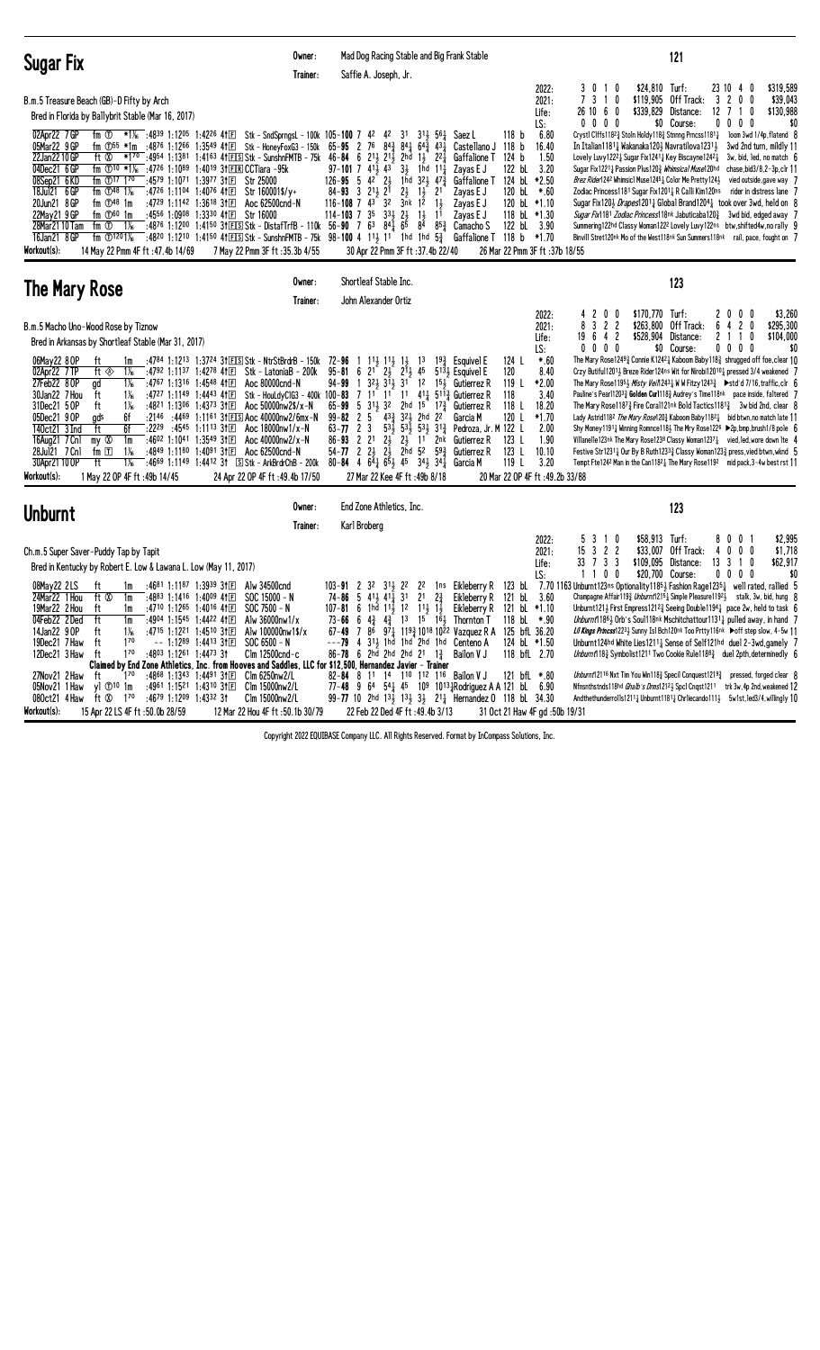## Sugar Fix

**Owner:** Mad Dog Racing Stable and Big Frank Stable
**Trainer:** Saffie A. Joseph, Jr.

**121**

B.m.5 Treasure Beach (GB)-D Fifty by Arch
Bred in Florida by Ballybrit Stable (Mar 16, 2017)

| | | | | | | | | |
|---|---|---|---|---|---|---|---|---|
| 2022: | 3 0 1 0 | $24,810 | Turf: | 23 10 4 0 | $319,589 |
| 2021: | 7 3 1 0 | $119,905 | Off Track: | 3 2 0 0 | $39,043 |
| Life: | 26 10 6 0 | $339,829 | Distance: | 12 7 1 0 | $130,988 |
| LS: | 0 0 0 0 | $0 | Course: | 0 0 0 0 | $0 |

```
02Apr22 7GP   fm ① *1⅛ :4839 1:1205 1:4226 41Ⓕ Stk - SndSprngsL - 100k 105-100 7 42 42 31 31½ 56¼ Saez L       118 b  6.80  Crystl Clffs1182¾ Stoln Holdy118¾ Strnng Prncss1181¼  loom 3wd 1/4p,flatend 8
05Mar22 9GP   fm ①55 *1m :4876 1:1266 1:3549 41Ⓕ Stk - HoneyFoxG3 - 150k 65-95 2 76 84¾ 84¼ 64¾ 43¼ Castellano J 118 b 16.40  In Italian1181¼ Wakanaka120½ Navratilova1231½  3wd 2nd turn, mildly 11
22Jan22 10GP  ft ⊗ *1⁷⁰ :4954 1:1381 1:4163 41ⒻⓈ Stk - SunshnFMTB - 75k 46-84 6 21½ 21½ 2hd 1½ 22¼ Gaffalione T 124 b 1.50  Lovely Luvy1222¼ Sugar Fix1241¼ Key Biscayne1242¼  3w, bid, led, no match 6
04Dec21 6GP   fm ①10 *1⅛ :4726 1:1089 1:4019 31ⒻⓇ CCTiara -95k     97-101 7 41½ 43 3½ 1hd 11¼ Zayas E J  122 bL  3.20  Sugar Fix1221¼ Passion Plus120¾ Whimsical Muse120hd  chase,bid3/8,2-3p,clr 11
08Sep21 6KD   fm ①17 1⁷⁰ :4579 1:1071 1:3977 31Ⓕ Str 25000       126-95 5 42 2½ 1hd 32½ 47¾ Gaffalione T 124 bL *2.50  Brez Rider1242 Whimsicl Muse1245¼ Color Me Pretty124½  vied outside,gave way 7
18Jul21 6GP   fm ①48 1⅛ :4726 1:1104 1:4076 41Ⓕ Str 16000ℓ$/y+   84-93 3 21½ 21 2½ 1½ 21 Zayas E J  120 bL  *.60  Zodiac Princess1181 Sugar Fix1201¼ R Calli Kim120ns  rider in distress lane 7
20Jun21 8GP   fm ①48 1m :4729 1:1142 1:3618 31Ⓕ Aoc 62500cnd-N   116-108 7 43 32 3nk 12 1½ Zayas E J  120 bL *1.10  Sugar Fix120½ Drapes1201¾ Global Brand1204¾  took over 3wd, held on 8
22May21 9GP   fm ①60 1m :4556 1:0908 1:3330 41Ⓕ Str 16000       114-103 7 35 33½ 2½ 1½ 11 Zayas E J  118 bL *1.30  Sugar Fix1181 Zodiac Princess118nk Jabuticaba120¾  3wd bid, edged away 7
28Mar21 10Tam fm ① 1⅛ :4876 1:1200 1:4150 31ⒻⓈ Stk - DistafTrfB - 110k 56-90 7 63 84¾ 65 84 85¾ Camacho S  122 bL  3.90  Summering122hd Classy Woman1222 Lovely Luvy122ns  btw,shifted4w,no rally 9
16Jan21 8GP   fm ①120 1⅛ :4820 1:1210 1:4150 41ⒻⓈ Stk - SunshnFMTB - 75k 98-100 4 11½ 11 1hd 1hd 5¾ Gaffalione T 118 b *1.70  Bnvill Stret120nk Mo of the West118nk Sun Summers118nk  rail, pace, fought on 7
```

**Workout(s):** 14 May 22 Pmm 4F ft :47.4b 14/69 &nbsp;&nbsp; 7 May 22 Pmm 3F ft :35.3b 4/55 &nbsp;&nbsp; 30 Apr 22 Pmm 3F ft :37.4b 22/40 &nbsp;&nbsp; 26 Mar 22 Pmm 3F ft :37b 18/55

## The Mary Rose

**Owner:** Shortleaf Stable Inc.
**Trainer:** John Alexander Ortiz

**123**

B.m.5 Macho Uno-Wood Rose by Tiznow
Bred in Arkansas by Shortleaf Stable (Mar 31, 2017)

| | | | | | | |
|---|---|---|---|---|---|---|
| 2022: | 4 2 0 0 | $170,770 | Turf: | 2 0 0 0 | $3,260 |
| 2021: | 8 3 2 2 | $263,800 | Off Track: | 6 4 2 0 | $295,300 |
| Life: | 19 6 4 2 | $528,904 | Distance: | 2 1 1 0 | $104,000 |
| LS: | 0 0 0 0 | $0 | Course: | 0 0 0 0 | $0 |

```
06May22 8OP   ft 1m  :4784 1:1213 1:3724 31ⒻⓈ Stk - NtrStBrdrB - 150k 72-96 1 11½ 11½ 1½ 13 19¾ Esquivel E  124 L  *.60  The Mary Rose1249¾ Connie K1242¼ Kaboom Baby118¾  shrugged off foe,clear 10
02Apr22 7TP   ft ◈ 1⅛ :4792 1:1137 1:4278 41Ⓕ Stk - LatoniaB - 200k 95-81 6 21 2½ 21½ 45 513½ Esquivel E  120     8.40  Crzy Butiful1201½ Breze Rider124ns Wit for Nirobi12010½ pressed 3/4 weakened 7
27Feb22 8OP   gd 1⅛ :4767 1:1316 1:4548 41Ⓕ Aoc 80000cnd-N   94-99 1 32½ 31½ 31 12 15½ Gutierrez R  119 L *2.00  The Mary Rose1195½ Misty Veil1243¼ W M Fitzy1243¾  ▶std'd 7/16,traffic,clr 6
30Jan22 7Hou  ft 1⅛ :4727 1:1149 1:4443 41Ⓕ Stk - HouLdyCl G3 - 400k 100-83 7 11 11 11 41¾ 511¾ Gutierrez R 118   3.40  Pauline's Pearl1203¾ Golden Cur1118¾ Audrey's Time118nk  pace inside, faltered 7
31Dec21 5OP   ft 1⅛ :4821 1:1306 1:4373 31Ⓕ Aoc 50000nw2$/x-N  65-99 5 31½ 32 2hd 15 17¾ Gutierrez R  118 L 18.20  The Mary Rose1187¾ Fire Coral112nk Bold Tactics1181½  3w bid 2nd, clear 8
05Dec21 9OP   gds 6f :2146 :4469 1:1161 31ⒻⓈ Aoc 40000nw2/6mx-N  99-82 2 5 43¾ 32½ 2hd 22 Garcia M  120 L *1.70  Lady Astrid1182 The Mary Rose120¾ Kaboom Baby1182¼  bid btwn,no match late 11
14Oct21 3Ind  ft 6f :2229 :4545 1:1113 31Ⓕ Aoc 18000nw1/x-N   63-77 2 3 53½ 53½ 53½ 31¾ Pedroza, Jr. M 122 L  2.00  Shy Money1191¼ Winning Romnce118½ The Mry Rose122¾ ▶2p,bmp,brush1/8 pole 6
16Aug21 7Cnl  my ⊗ 1m :4602 1:1041 1:3549 31Ⓕ Aoc 40000nw2/x-N   86-93 2 21 2½ 11 2nk Gutierrez R  123 L  1.90  Villanelle123nk The Mary Rose1238 Classy Woman1237¼  vied,led,wore down lte 4
28Jul21 7Cnl  fm Ⓣ 1⅛ :4849 1:1180 1:4091 31Ⓕ Aoc 62500cnd-N   54-77 2 2½ 2½ 2hd 52 59¾ Gutierrez R  123 L 10.10  Festive Str1231¼ Our By B Ruth1233¾ Classy Woman123¾ press,vied btwn,wknd 5
30Apr21 10OP  ft 1⅛ :4669 1:1149 1:4412 3↑ Ⓢ Stk - ArkBrdrChB - 200k 80-84 4 64½ 65½ 45 34½ 34¾ Garcia M  119 L  3.20  Tempt Fte1242 Man in the Can1182¼ The Mary Rose1192  mid pack,3-4w best rst 11
```

**Workout(s):** 1 May 22 OP 4F ft :49b 14/45 &nbsp;&nbsp; 24 Apr 22 OP 4F ft :49.4b 17/50 &nbsp;&nbsp; 27 Mar 22 Kee 4F ft :49b 8/18 &nbsp;&nbsp; 20 Mar 22 OP 4F ft :49.2b 33/88

## Unburnt

**Owner:** End Zone Athletics, Inc.
**Trainer:** Karl Broberg

**123**

Ch.m.5 Super Saver-Puddy Tap by Tapit
Bred in Kentucky by Robert E. Low & Lawana L. Low (May 11, 2017)

| | | | | | | |
|---|---|---|---|---|---|---|
| 2022: | 5 3 1 0 | $58,913 | Turf: | 8 0 0 1 | $2,995 |
| 2021: | 15 3 2 2 | $33,007 | Off Track: | 4 0 0 0 | $1,718 |
| Life: | 33 7 3 3 | $109,095 | Distance: | 13 3 1 0 | $62,917 |
| LS: | 1 1 0 0 | $20,700 | Course: | 0 0 0 0 | $0 |

```
08May22 2LS   ft 1m  :4681 1:1187 1:3939 31Ⓕ Alw 34500cnd       103-91 2 32 31½ 22 22 1ns Eikleberry R  123 bL  7.70 1163 Unburnt123ns Optionality1185¼ Fashion Rage1235¼  well rated, rallied 5
24Mar22 1Hou  ft ⊗ 1m :4883 1:1416 1:4099 41Ⓕ SOC 15000 - N    74-86 5 41½ 41¾ 31 21 2¾ Eikleberry R  121 bL  3.60  Champagne Affair119¾ Unburnt1215¼ Simple Pleasure1192½  stalk, 3w, bid, hung 8
19Mar22 2Hou  ft 1m  :4710 1:1265 1:4016 41Ⓕ SOC 7500 - N     107-81 6 1hd 11½ 12 11½ 1½ Eikleberry R  121 bL  *1.10  Unburnt121½ First Empress1212¾ Seeing Double1194¼  pace 2w, held to task 6
04Feb22 2Ded  ft 1m  :4904 1:1545 1:4422 41Ⓕ Alw 36000nw1/x    73-66 6 4¾ 4¾ 13 15 16½ Thornton T  118 bL  *.90  Unburnt1186½ Orb's Soul118nk Mschitchattour1131¼  pulled away, in hand 7
14Jan22 9OP   ft 1⅛ :4715 1:1221 1:4510 31Ⓕ Alw 100000nw1$/x   67-49 7 86 97¼ 119¾ 1018 1022 Vazquez R A  125 bfL 36.20  Lil Kings Princess1213¼ Sassy Isl Bch120nk Too Prtty116nk ▶off step slow, 4-5w 11
19Dec21 7Haw  ft 1⁷⁰  -- 1:1289 1:4413 31Ⓕ SOC 6500 - N     ---79 4 31½ 1hd 1hd 2hd 1hd Centeno A  124 bL  *1.50  Unburnt124hd White Lies1211¼ Sense of Self121hd  duel 2-3wd,gamely 7
12Dec21 3Haw  ft 1⁷⁰ :4803 1:1261 1:4473 3↑ Clm 12500cnd-c     86-78 6 2hd 2hd 2hd 21 1¾ Bailon V J  118 bfL  2.70  Unburnt118¾ Symbollst1211 Two Cookie Rule1188¾  duel 2pth,determinedly 6
      Claimed by End Zone Athletics, Inc. from Hooves and Saddles, LLC for $12,500, Hernandez Javier - Trainer
27Nov21 2Haw  ft 1⁷⁰ :4868 1:1343 1:4491 31Ⓕ Clm 6250nw2/L     82-84 8 11 14 110 112 116 Bailon V J  121 bfL  *.80  Unburnt12116 Nxt Tim You Win118¾ Specil Conquest1218¾  pressed, forged clear 8
05Nov21 1Haw  yl ①10 1m :4961 1:1521 1:4310 31Ⓕ Clm 15000nw2/L    77-48 9 64 54¼ 45 109 1013¾ Rodriguez A A 121 bL  6.90  Nfnsnthstnds118hd Ghalb's Dmsl212¾ Spcl Cnqst1211  trk 3w,4p 2nd,weakened 12
08Oct21 4Haw  ft ⊗ 1⁷⁰ :4679 1:1209 1:4332 3↑ Clm 15000nw2/L    99-77 10 2hd 13½ 13½ 3½ 21¼ Hernandez O 118 bL 34.30  Andthethunderrolls1211¼ Unburnt1181¼ Chrllecando111½  5w1st,led3/4,willingly 10
```

**Workout(s):** 15 Apr 22 LS 4F ft :50.0b 28/59 &nbsp;&nbsp; 12 Mar 22 Hou 4F ft :50.1b 30/79 &nbsp;&nbsp; 22 Feb 22 Ded 4F ft :49.4b 3/13 &nbsp;&nbsp; 31 Oct 21 Haw 4F gd :50b 19/31

Copyright 2022 EQUIBASE Company LLC. All Rights Reserved. Format by InCompass Solutions, Inc.